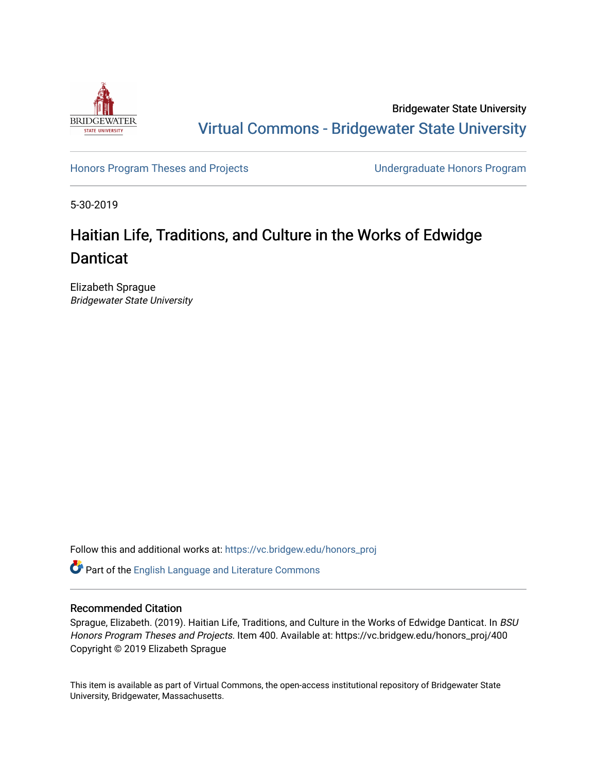Bridgewater State University

Virtual Commons - Bridgewater State University

Honors Program Theses and Projects | Undergraduate Honors Program

5-30-2019

# Haitian Life, Traditions, and Culture in the Works of Edwidge Danticat

Elizabeth Sprague
*Bridgewater State University*

Follow this and additional works at: https://vc.bridgew.edu/honors_proj

Part of the English Language and Literature Commons

## Recommended Citation

Sprague, Elizabeth. (2019). Haitian Life, Traditions, and Culture in the Works of Edwidge Danticat. In *BSU Honors Program Theses and Projects.* Item 400. Available at: https://vc.bridgew.edu/honors_proj/400
Copyright © 2019 Elizabeth Sprague

This item is available as part of Virtual Commons, the open-access institutional repository of Bridgewater State University, Bridgewater, Massachusetts.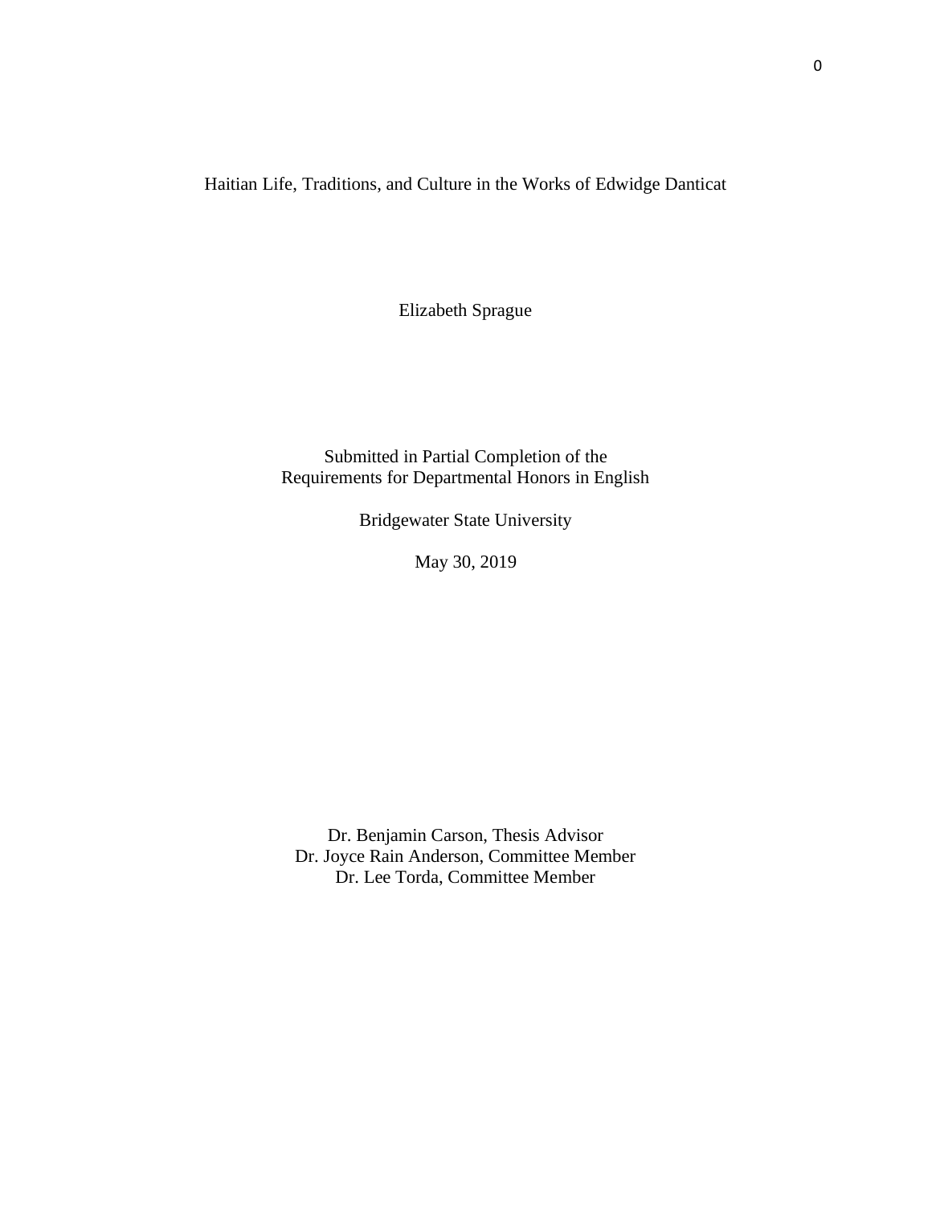# Haitian Life, Traditions, and Culture in the Works of Edwidge Danticat

Elizabeth Sprague

Submitted in Partial Completion of the
Requirements for Departmental Honors in English

Bridgewater State University

May 30, 2019

Dr. Benjamin Carson, Thesis Advisor
Dr. Joyce Rain Anderson, Committee Member
Dr. Lee Torda, Committee Member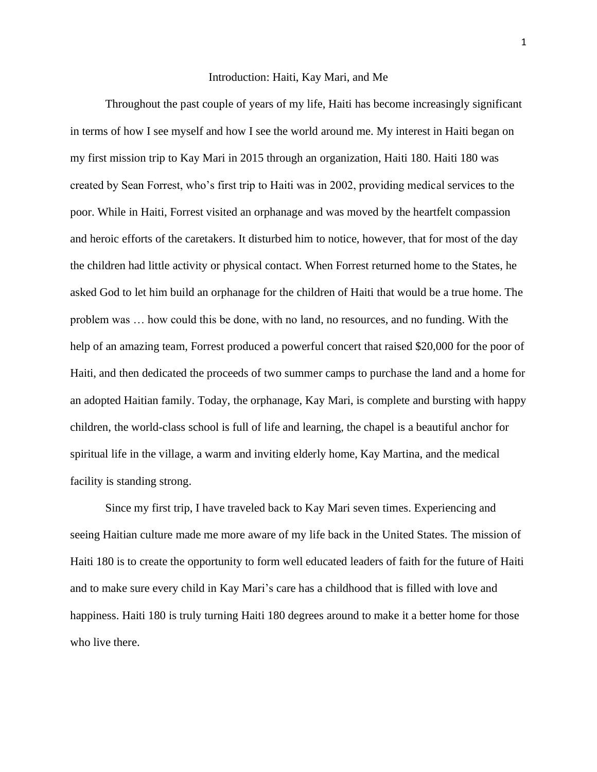# Introduction: Haiti, Kay Mari, and Me

Throughout the past couple of years of my life, Haiti has become increasingly significant in terms of how I see myself and how I see the world around me. My interest in Haiti began on my first mission trip to Kay Mari in 2015 through an organization, Haiti 180. Haiti 180 was created by Sean Forrest, who's first trip to Haiti was in 2002, providing medical services to the poor. While in Haiti, Forrest visited an orphanage and was moved by the heartfelt compassion and heroic efforts of the caretakers. It disturbed him to notice, however, that for most of the day the children had little activity or physical contact. When Forrest returned home to the States, he asked God to let him build an orphanage for the children of Haiti that would be a true home. The problem was … how could this be done, with no land, no resources, and no funding. With the help of an amazing team, Forrest produced a powerful concert that raised $20,000 for the poor of Haiti, and then dedicated the proceeds of two summer camps to purchase the land and a home for an adopted Haitian family. Today, the orphanage, Kay Mari, is complete and bursting with happy children, the world-class school is full of life and learning, the chapel is a beautiful anchor for spiritual life in the village, a warm and inviting elderly home, Kay Martina, and the medical facility is standing strong.

Since my first trip, I have traveled back to Kay Mari seven times. Experiencing and seeing Haitian culture made me more aware of my life back in the United States. The mission of Haiti 180 is to create the opportunity to form well educated leaders of faith for the future of Haiti and to make sure every child in Kay Mari's care has a childhood that is filled with love and happiness. Haiti 180 is truly turning Haiti 180 degrees around to make it a better home for those who live there.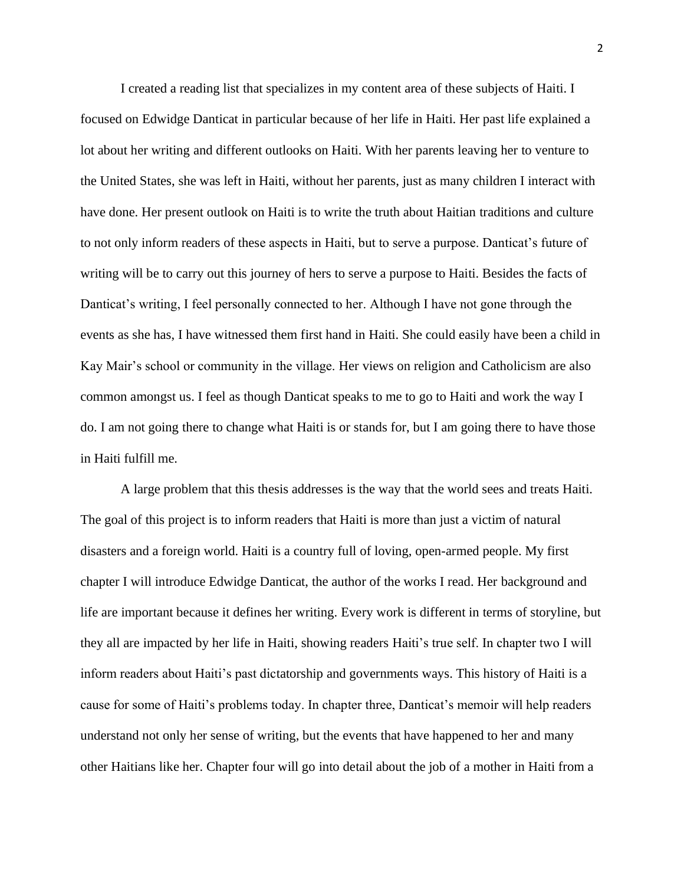I created a reading list that specializes in my content area of these subjects of Haiti. I focused on Edwidge Danticat in particular because of her life in Haiti. Her past life explained a lot about her writing and different outlooks on Haiti. With her parents leaving her to venture to the United States, she was left in Haiti, without her parents, just as many children I interact with have done. Her present outlook on Haiti is to write the truth about Haitian traditions and culture to not only inform readers of these aspects in Haiti, but to serve a purpose. Danticat's future of writing will be to carry out this journey of hers to serve a purpose to Haiti. Besides the facts of Danticat's writing, I feel personally connected to her. Although I have not gone through the events as she has, I have witnessed them first hand in Haiti. She could easily have been a child in Kay Mair's school or community in the village. Her views on religion and Catholicism are also common amongst us. I feel as though Danticat speaks to me to go to Haiti and work the way I do. I am not going there to change what Haiti is or stands for, but I am going there to have those in Haiti fulfill me.

A large problem that this thesis addresses is the way that the world sees and treats Haiti. The goal of this project is to inform readers that Haiti is more than just a victim of natural disasters and a foreign world. Haiti is a country full of loving, open-armed people. My first chapter I will introduce Edwidge Danticat, the author of the works I read. Her background and life are important because it defines her writing. Every work is different in terms of storyline, but they all are impacted by her life in Haiti, showing readers Haiti's true self. In chapter two I will inform readers about Haiti's past dictatorship and governments ways. This history of Haiti is a cause for some of Haiti's problems today. In chapter three, Danticat's memoir will help readers understand not only her sense of writing, but the events that have happened to her and many other Haitians like her. Chapter four will go into detail about the job of a mother in Haiti from a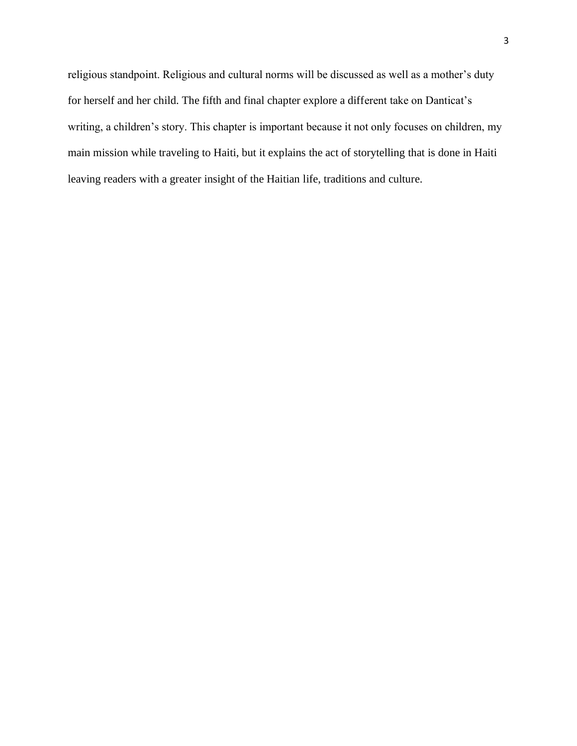religious standpoint. Religious and cultural norms will be discussed as well as a mother's duty for herself and her child. The fifth and final chapter explore a different take on Danticat's writing, a children's story. This chapter is important because it not only focuses on children, my main mission while traveling to Haiti, but it explains the act of storytelling that is done in Haiti leaving readers with a greater insight of the Haitian life, traditions and culture.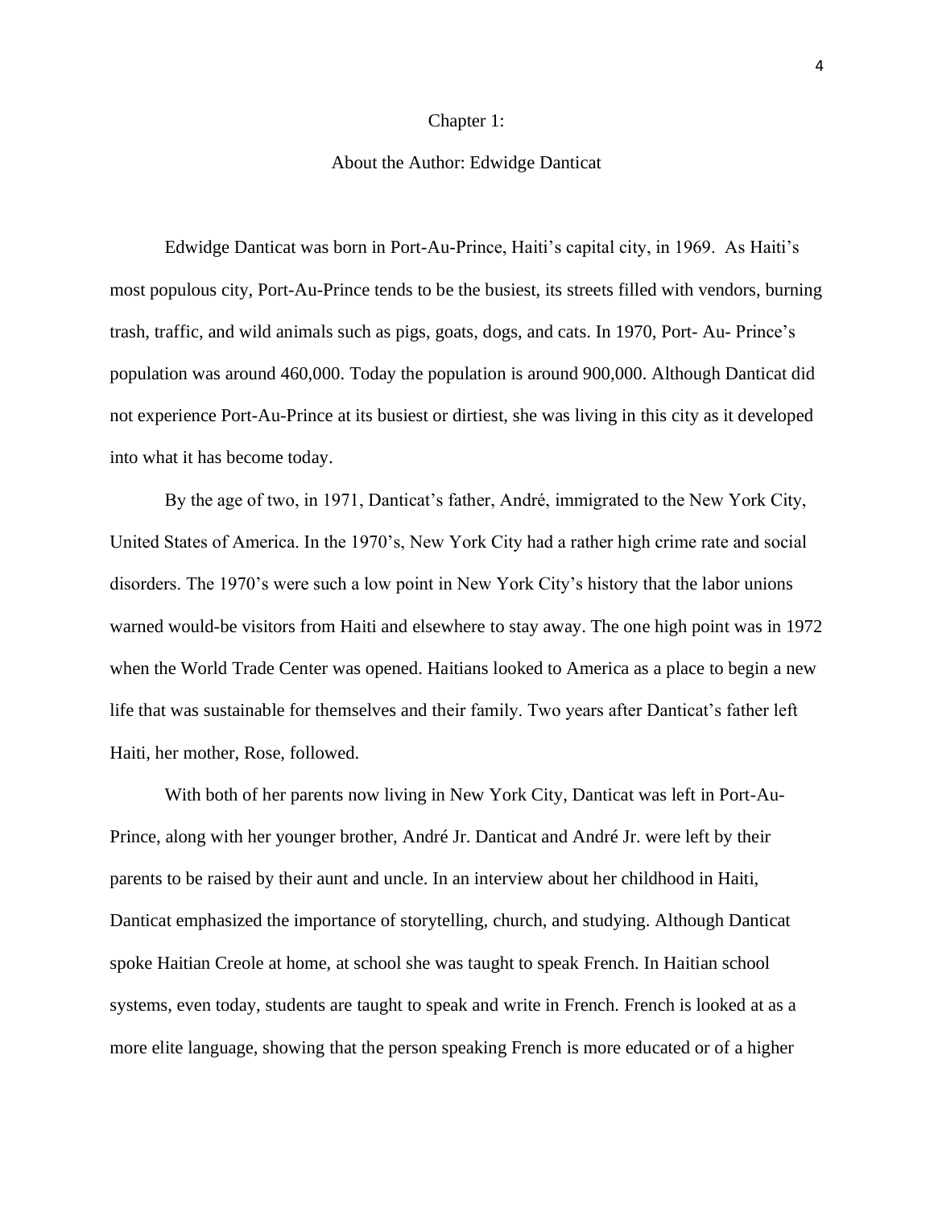# Chapter 1:

## About the Author: Edwidge Danticat

Edwidge Danticat was born in Port-Au-Prince, Haiti's capital city, in 1969. As Haiti's most populous city, Port-Au-Prince tends to be the busiest, its streets filled with vendors, burning trash, traffic, and wild animals such as pigs, goats, dogs, and cats. In 1970, Port- Au- Prince's population was around 460,000. Today the population is around 900,000. Although Danticat did not experience Port-Au-Prince at its busiest or dirtiest, she was living in this city as it developed into what it has become today.

By the age of two, in 1971, Danticat's father, André, immigrated to the New York City, United States of America. In the 1970's, New York City had a rather high crime rate and social disorders. The 1970's were such a low point in New York City's history that the labor unions warned would-be visitors from Haiti and elsewhere to stay away. The one high point was in 1972 when the World Trade Center was opened. Haitians looked to America as a place to begin a new life that was sustainable for themselves and their family. Two years after Danticat's father left Haiti, her mother, Rose, followed.

With both of her parents now living in New York City, Danticat was left in Port-Au-Prince, along with her younger brother, André Jr. Danticat and André Jr. were left by their parents to be raised by their aunt and uncle. In an interview about her childhood in Haiti, Danticat emphasized the importance of storytelling, church, and studying. Although Danticat spoke Haitian Creole at home, at school she was taught to speak French. In Haitian school systems, even today, students are taught to speak and write in French. French is looked at as a more elite language, showing that the person speaking French is more educated or of a higher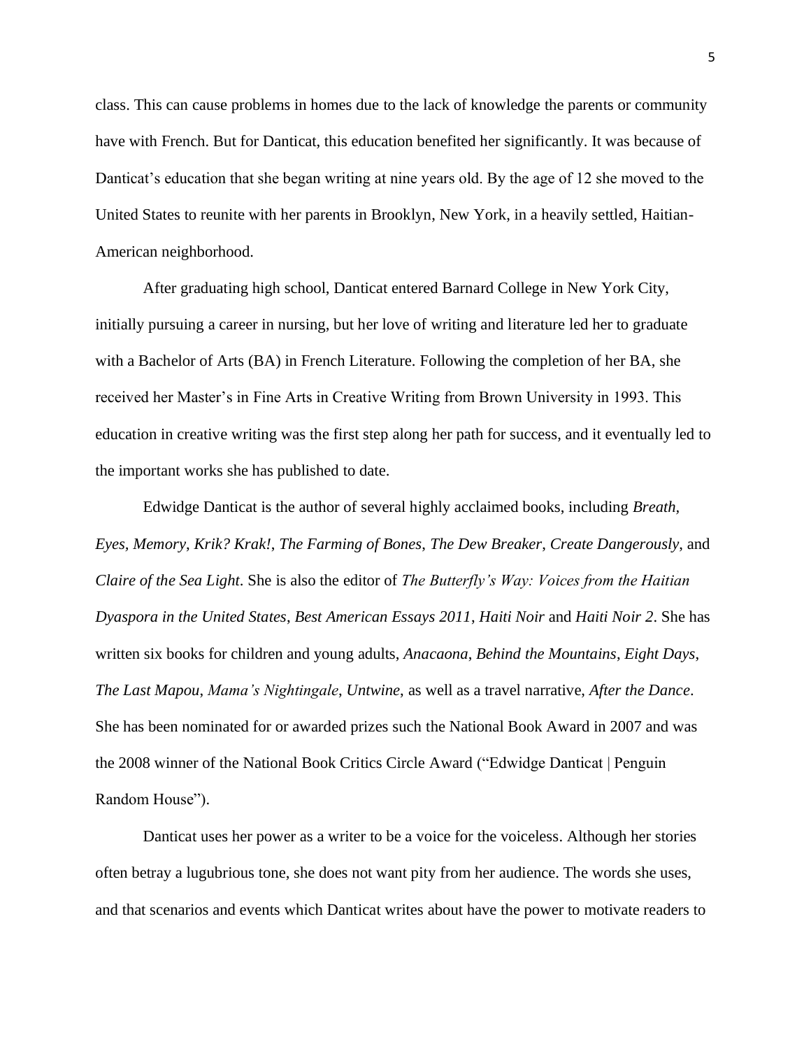class. This can cause problems in homes due to the lack of knowledge the parents or community have with French. But for Danticat, this education benefited her significantly. It was because of Danticat's education that she began writing at nine years old. By the age of 12 she moved to the United States to reunite with her parents in Brooklyn, New York, in a heavily settled, Haitian-American neighborhood.

After graduating high school, Danticat entered Barnard College in New York City, initially pursuing a career in nursing, but her love of writing and literature led her to graduate with a Bachelor of Arts (BA) in French Literature. Following the completion of her BA, she received her Master's in Fine Arts in Creative Writing from Brown University in 1993. This education in creative writing was the first step along her path for success, and it eventually led to the important works she has published to date.

Edwidge Danticat is the author of several highly acclaimed books, including *Breath, Eyes, Memory*, *Krik? Krak!*, *The Farming of Bones*, *The Dew Breaker*, *Create Dangerously*, and *Claire of the Sea Light*. She is also the editor of *The Butterfly's Way: Voices from the Haitian Dyaspora in the United States*, *Best American Essays 2011*, *Haiti Noir* and *Haiti Noir 2*. She has written six books for children and young adults, *Anacaona*, *Behind the Mountains*, *Eight Days*, *The Last Mapou*, *Mama's Nightingale*, *Untwine*, as well as a travel narrative, *After the Dance*. She has been nominated for or awarded prizes such the National Book Award in 2007 and was the 2008 winner of the National Book Critics Circle Award ("Edwidge Danticat | Penguin Random House").

Danticat uses her power as a writer to be a voice for the voiceless. Although her stories often betray a lugubrious tone, she does not want pity from her audience. The words she uses, and that scenarios and events which Danticat writes about have the power to motivate readers to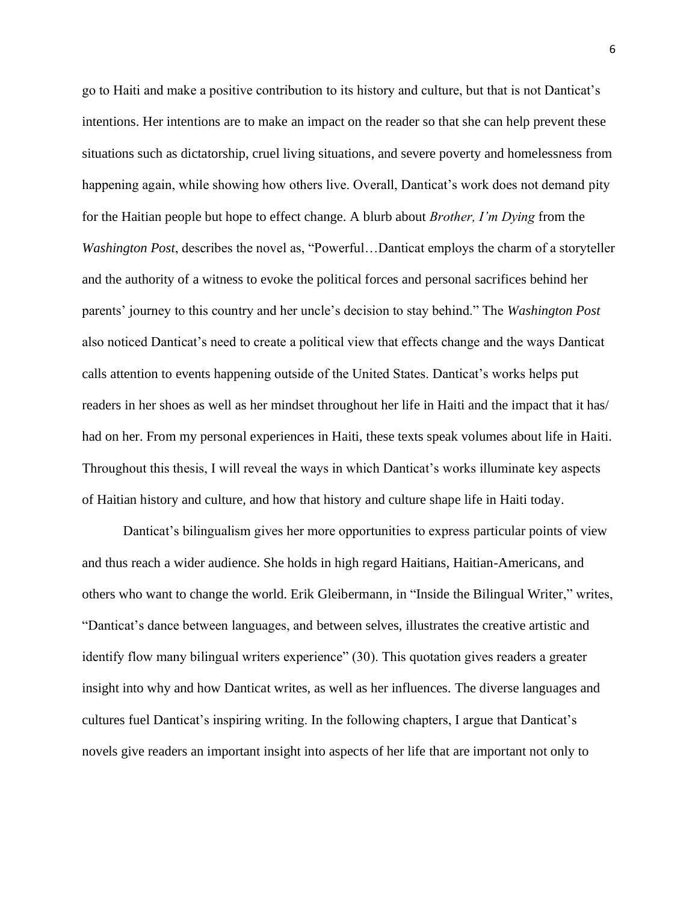go to Haiti and make a positive contribution to its history and culture, but that is not Danticat's intentions. Her intentions are to make an impact on the reader so that she can help prevent these situations such as dictatorship, cruel living situations, and severe poverty and homelessness from happening again, while showing how others live. Overall, Danticat's work does not demand pity for the Haitian people but hope to effect change. A blurb about *Brother, I'm Dying* from the *Washington Post*, describes the novel as, "Powerful…Danticat employs the charm of a storyteller and the authority of a witness to evoke the political forces and personal sacrifices behind her parents' journey to this country and her uncle's decision to stay behind." The *Washington Post* also noticed Danticat's need to create a political view that effects change and the ways Danticat calls attention to events happening outside of the United States. Danticat's works helps put readers in her shoes as well as her mindset throughout her life in Haiti and the impact that it has/ had on her. From my personal experiences in Haiti, these texts speak volumes about life in Haiti. Throughout this thesis, I will reveal the ways in which Danticat's works illuminate key aspects of Haitian history and culture, and how that history and culture shape life in Haiti today.

Danticat's bilingualism gives her more opportunities to express particular points of view and thus reach a wider audience. She holds in high regard Haitians, Haitian-Americans, and others who want to change the world. Erik Gleibermann, in "Inside the Bilingual Writer," writes, "Danticat's dance between languages, and between selves, illustrates the creative artistic and identify flow many bilingual writers experience" (30). This quotation gives readers a greater insight into why and how Danticat writes, as well as her influences. The diverse languages and cultures fuel Danticat's inspiring writing. In the following chapters, I argue that Danticat's novels give readers an important insight into aspects of her life that are important not only to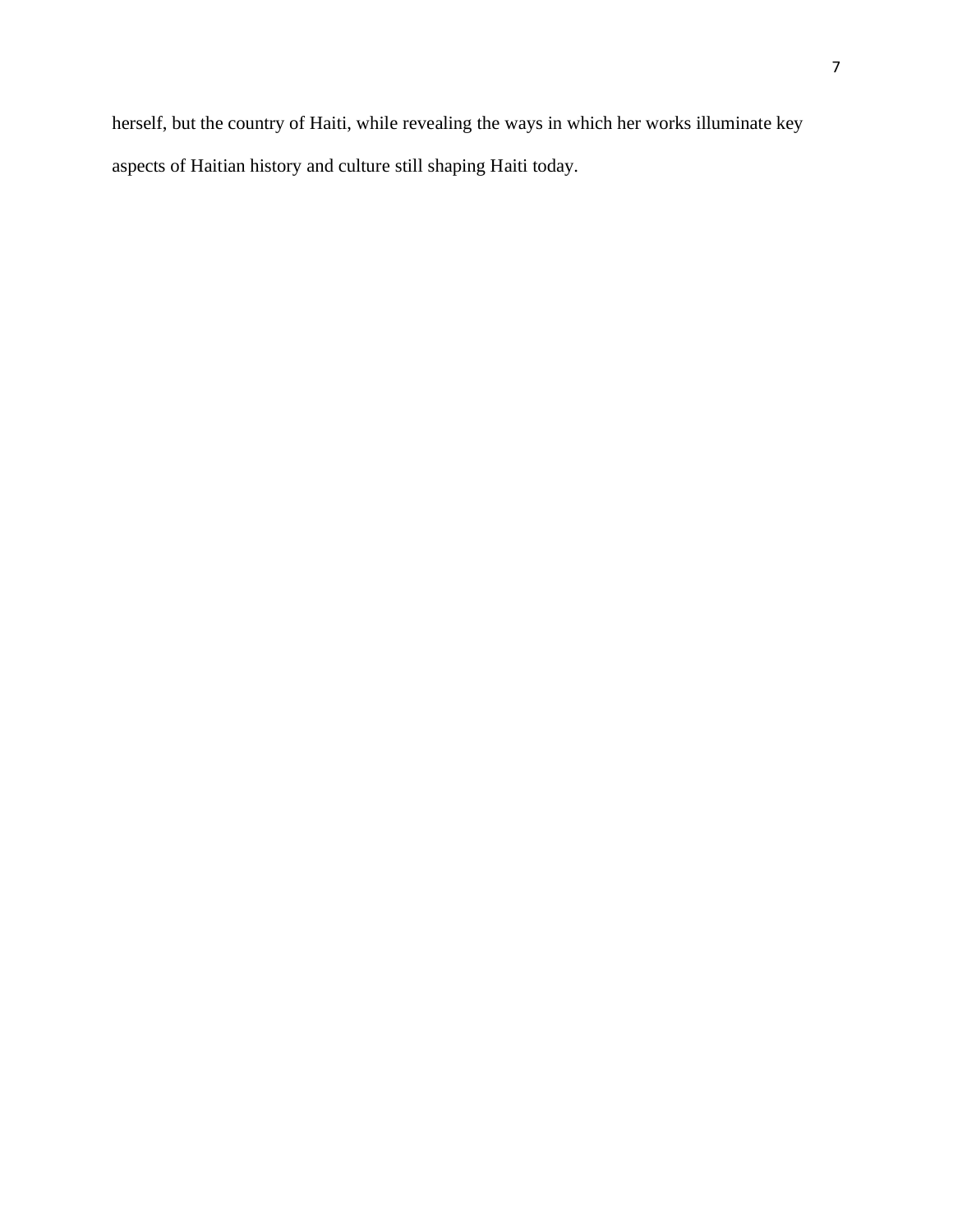herself, but the country of Haiti, while revealing the ways in which her works illuminate key aspects of Haitian history and culture still shaping Haiti today.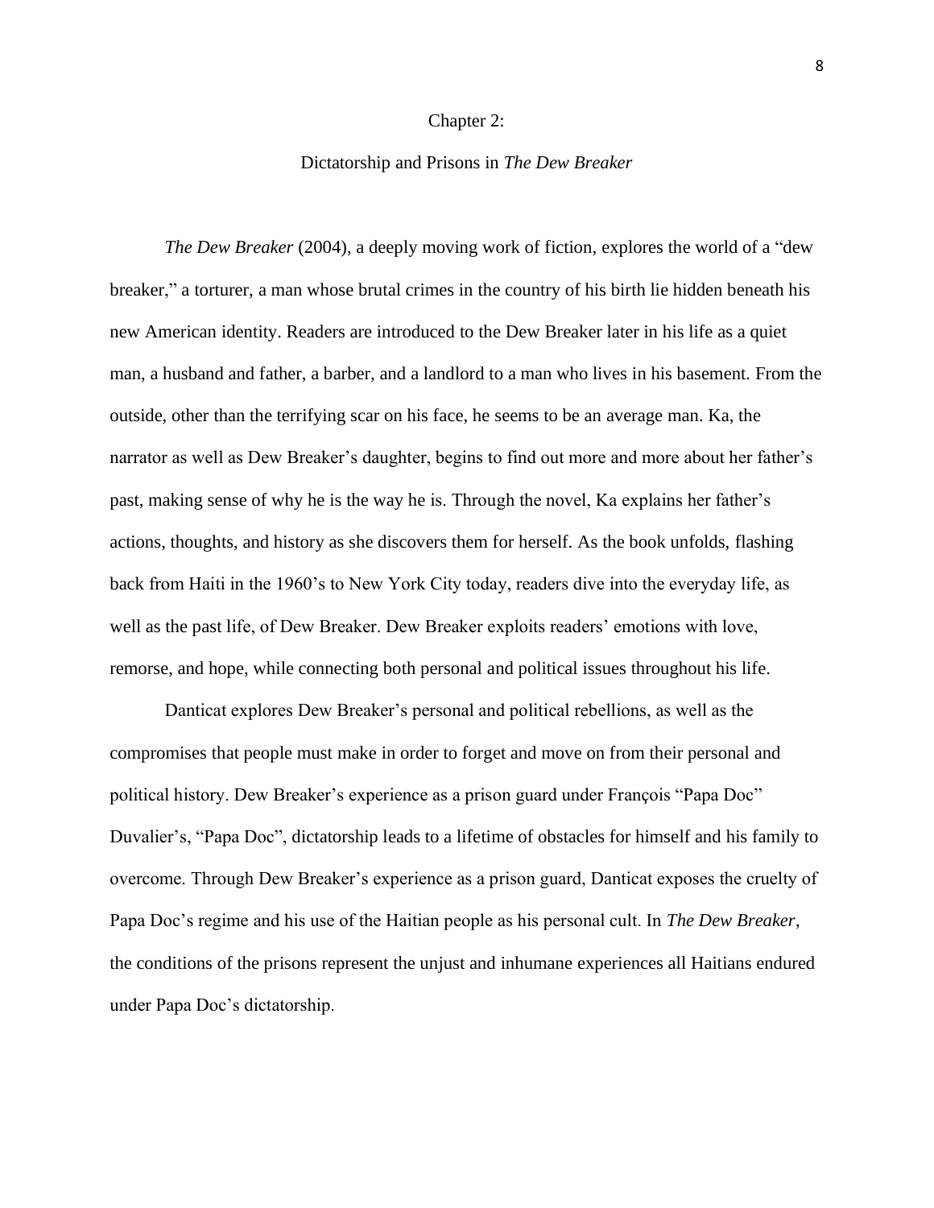# Chapter 2:

## Dictatorship and Prisons in *The Dew Breaker*

*The Dew Breaker* (2004), a deeply moving work of fiction, explores the world of a "dew breaker," a torturer, a man whose brutal crimes in the country of his birth lie hidden beneath his new American identity. Readers are introduced to the Dew Breaker later in his life as a quiet man, a husband and father, a barber, and a landlord to a man who lives in his basement. From the outside, other than the terrifying scar on his face, he seems to be an average man. Ka, the narrator as well as Dew Breaker's daughter, begins to find out more and more about her father's past, making sense of why he is the way he is. Through the novel, Ka explains her father's actions, thoughts, and history as she discovers them for herself. As the book unfolds, flashing back from Haiti in the 1960's to New York City today, readers dive into the everyday life, as well as the past life, of Dew Breaker. Dew Breaker exploits readers' emotions with love, remorse, and hope, while connecting both personal and political issues throughout his life.

Danticat explores Dew Breaker's personal and political rebellions, as well as the compromises that people must make in order to forget and move on from their personal and political history. Dew Breaker's experience as a prison guard under François "Papa Doc" Duvalier's, "Papa Doc", dictatorship leads to a lifetime of obstacles for himself and his family to overcome. Through Dew Breaker's experience as a prison guard, Danticat exposes the cruelty of Papa Doc's regime and his use of the Haitian people as his personal cult. In *The Dew Breaker*, the conditions of the prisons represent the unjust and inhumane experiences all Haitians endured under Papa Doc's dictatorship.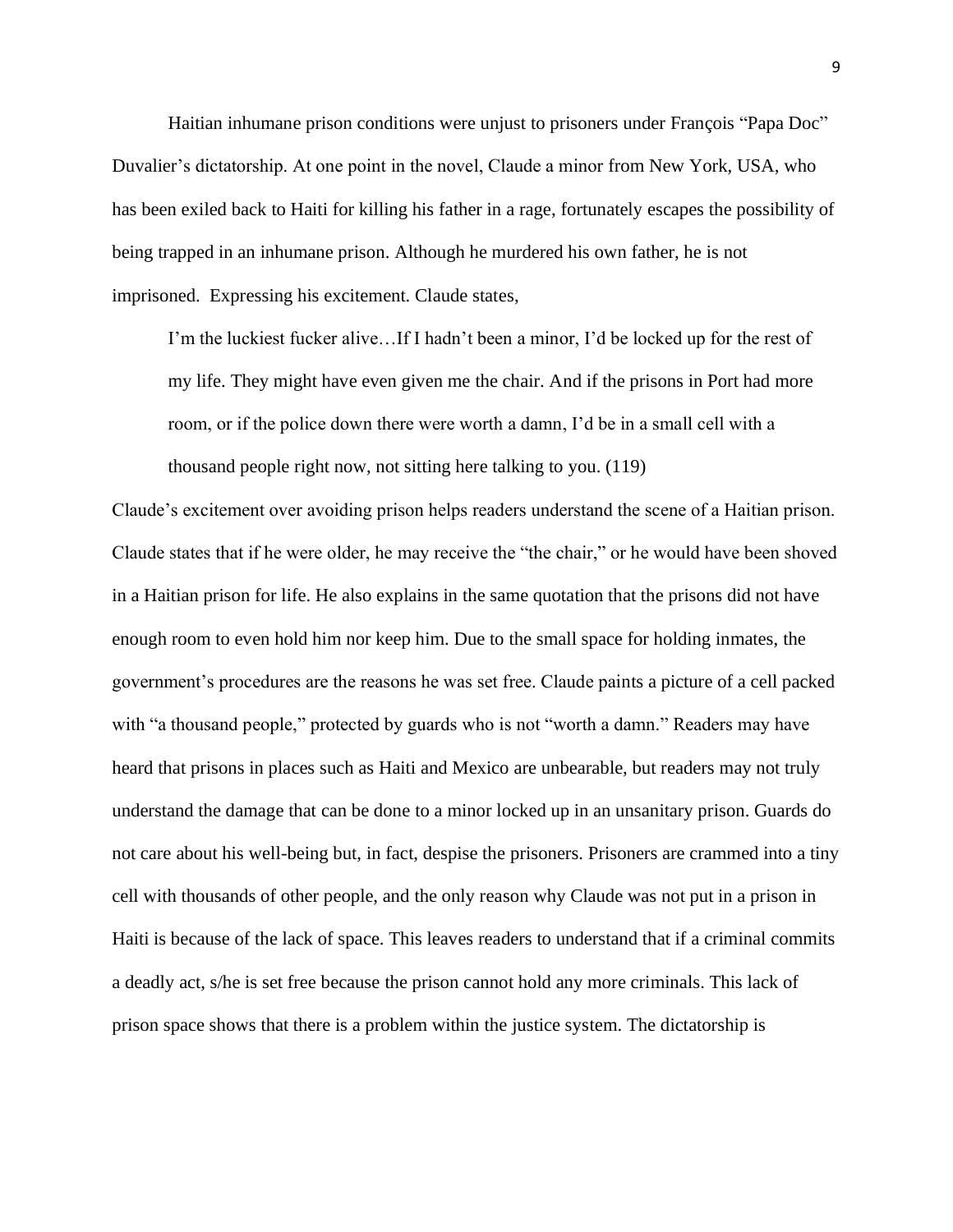Haitian inhumane prison conditions were unjust to prisoners under François "Papa Doc" Duvalier's dictatorship. At one point in the novel, Claude a minor from New York, USA, who has been exiled back to Haiti for killing his father in a rage, fortunately escapes the possibility of being trapped in an inhumane prison. Although he murdered his own father, he is not imprisoned. Expressing his excitement. Claude states,

> I'm the luckiest fucker alive…If I hadn't been a minor, I'd be locked up for the rest of my life. They might have even given me the chair. And if the prisons in Port had more room, or if the police down there were worth a damn, I'd be in a small cell with a thousand people right now, not sitting here talking to you. (119)

Claude's excitement over avoiding prison helps readers understand the scene of a Haitian prison. Claude states that if he were older, he may receive the "the chair," or he would have been shoved in a Haitian prison for life. He also explains in the same quotation that the prisons did not have enough room to even hold him nor keep him. Due to the small space for holding inmates, the government's procedures are the reasons he was set free. Claude paints a picture of a cell packed with "a thousand people," protected by guards who is not "worth a damn." Readers may have heard that prisons in places such as Haiti and Mexico are unbearable, but readers may not truly understand the damage that can be done to a minor locked up in an unsanitary prison. Guards do not care about his well-being but, in fact, despise the prisoners. Prisoners are crammed into a tiny cell with thousands of other people, and the only reason why Claude was not put in a prison in Haiti is because of the lack of space. This leaves readers to understand that if a criminal commits a deadly act, s/he is set free because the prison cannot hold any more criminals. This lack of prison space shows that there is a problem within the justice system. The dictatorship is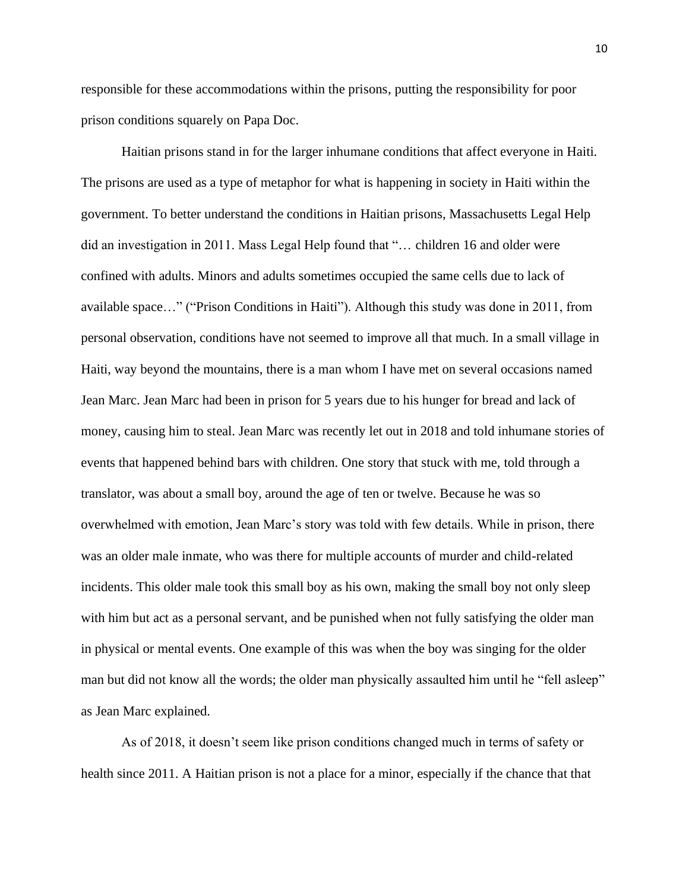responsible for these accommodations within the prisons, putting the responsibility for poor prison conditions squarely on Papa Doc.

Haitian prisons stand in for the larger inhumane conditions that affect everyone in Haiti. The prisons are used as a type of metaphor for what is happening in society in Haiti within the government. To better understand the conditions in Haitian prisons, Massachusetts Legal Help did an investigation in 2011. Mass Legal Help found that "… children 16 and older were confined with adults. Minors and adults sometimes occupied the same cells due to lack of available space…" ("Prison Conditions in Haiti"). Although this study was done in 2011, from personal observation, conditions have not seemed to improve all that much. In a small village in Haiti, way beyond the mountains, there is a man whom I have met on several occasions named Jean Marc. Jean Marc had been in prison for 5 years due to his hunger for bread and lack of money, causing him to steal. Jean Marc was recently let out in 2018 and told inhumane stories of events that happened behind bars with children. One story that stuck with me, told through a translator, was about a small boy, around the age of ten or twelve. Because he was so overwhelmed with emotion, Jean Marc's story was told with few details. While in prison, there was an older male inmate, who was there for multiple accounts of murder and child-related incidents. This older male took this small boy as his own, making the small boy not only sleep with him but act as a personal servant, and be punished when not fully satisfying the older man in physical or mental events. One example of this was when the boy was singing for the older man but did not know all the words; the older man physically assaulted him until he "fell asleep" as Jean Marc explained.

As of 2018, it doesn't seem like prison conditions changed much in terms of safety or health since 2011. A Haitian prison is not a place for a minor, especially if the chance that that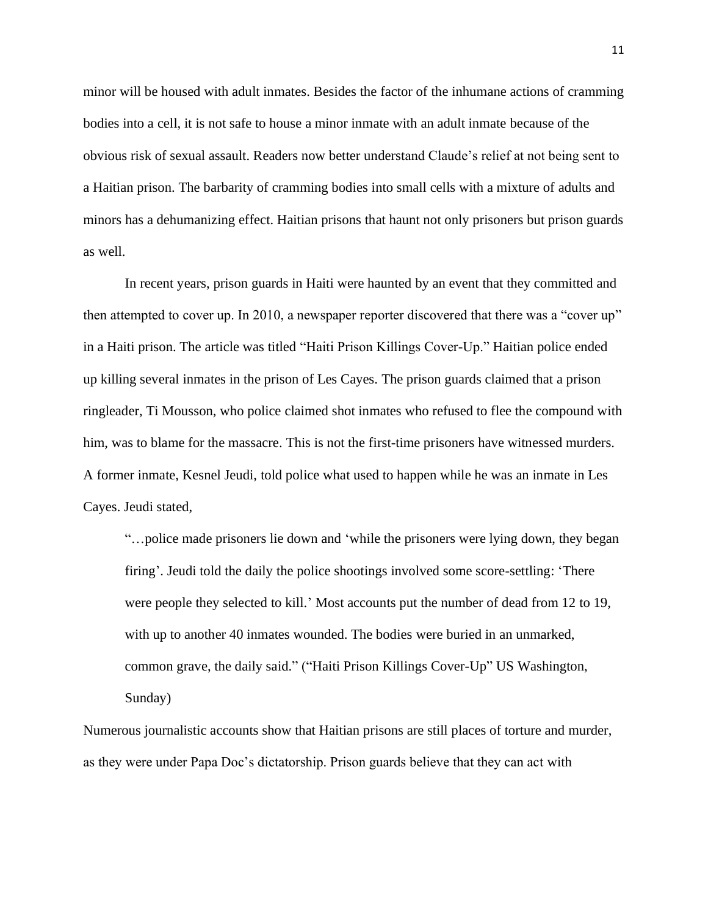minor will be housed with adult inmates. Besides the factor of the inhumane actions of cramming bodies into a cell, it is not safe to house a minor inmate with an adult inmate because of the obvious risk of sexual assault. Readers now better understand Claude's relief at not being sent to a Haitian prison. The barbarity of cramming bodies into small cells with a mixture of adults and minors has a dehumanizing effect. Haitian prisons that haunt not only prisoners but prison guards as well.

In recent years, prison guards in Haiti were haunted by an event that they committed and then attempted to cover up. In 2010, a newspaper reporter discovered that there was a "cover up" in a Haiti prison. The article was titled "Haiti Prison Killings Cover-Up." Haitian police ended up killing several inmates in the prison of Les Cayes. The prison guards claimed that a prison ringleader, Ti Mousson, who police claimed shot inmates who refused to flee the compound with him, was to blame for the massacre. This is not the first-time prisoners have witnessed murders. A former inmate, Kesnel Jeudi, told police what used to happen while he was an inmate in Les Cayes. Jeudi stated,

> "…police made prisoners lie down and 'while the prisoners were lying down, they began firing'. Jeudi told the daily the police shootings involved some score-settling: 'There were people they selected to kill.' Most accounts put the number of dead from 12 to 19, with up to another 40 inmates wounded. The bodies were buried in an unmarked, common grave, the daily said." ("Haiti Prison Killings Cover-Up" US Washington, Sunday)

Numerous journalistic accounts show that Haitian prisons are still places of torture and murder, as they were under Papa Doc's dictatorship. Prison guards believe that they can act with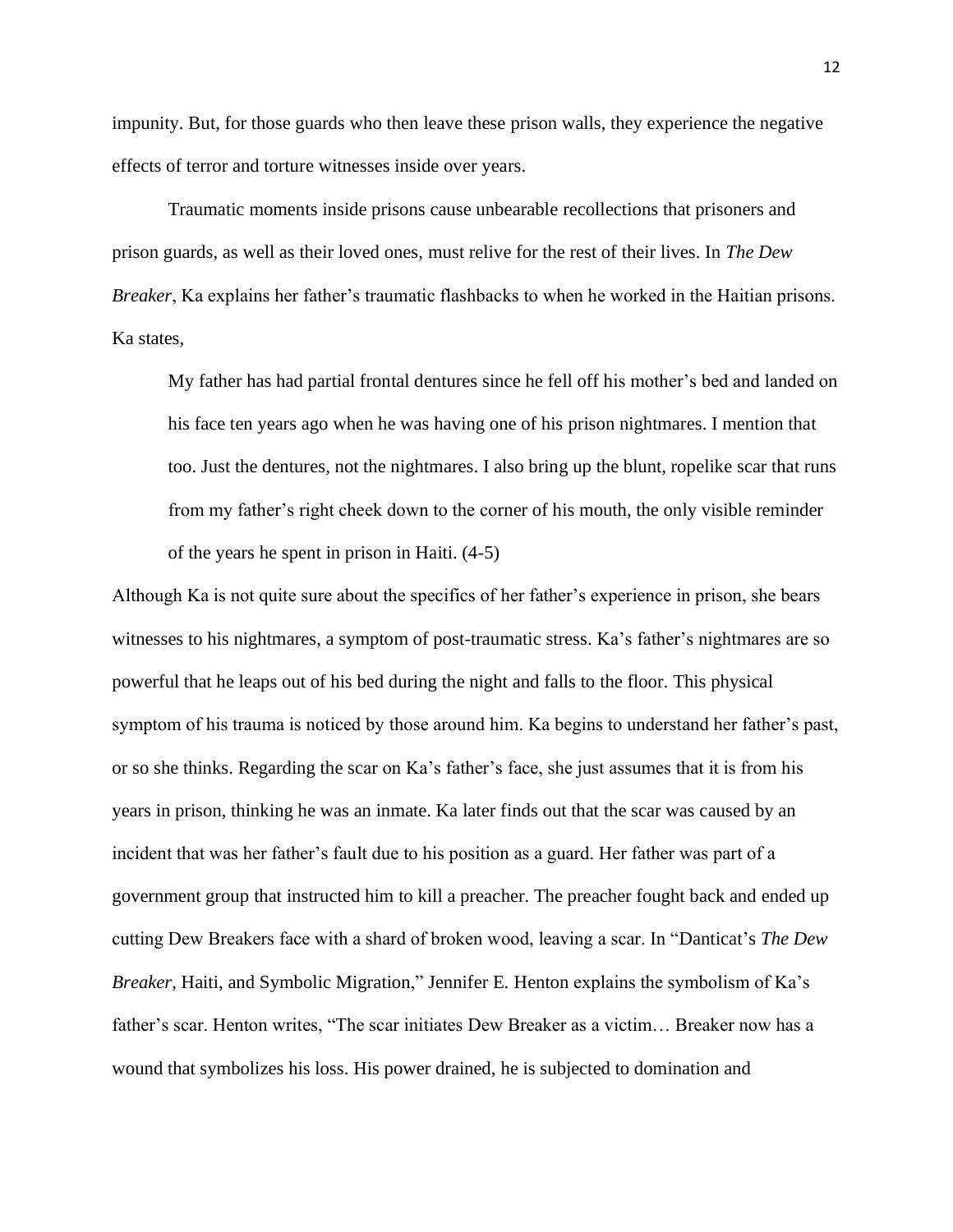impunity. But, for those guards who then leave these prison walls, they experience the negative effects of terror and torture witnesses inside over years.

Traumatic moments inside prisons cause unbearable recollections that prisoners and prison guards, as well as their loved ones, must relive for the rest of their lives. In *The Dew Breaker*, Ka explains her father's traumatic flashbacks to when he worked in the Haitian prisons. Ka states,

> My father has had partial frontal dentures since he fell off his mother's bed and landed on his face ten years ago when he was having one of his prison nightmares. I mention that too. Just the dentures, not the nightmares. I also bring up the blunt, ropelike scar that runs from my father's right cheek down to the corner of his mouth, the only visible reminder of the years he spent in prison in Haiti. (4-5)

Although Ka is not quite sure about the specifics of her father's experience in prison, she bears witnesses to his nightmares, a symptom of post-traumatic stress. Ka's father's nightmares are so powerful that he leaps out of his bed during the night and falls to the floor. This physical symptom of his trauma is noticed by those around him. Ka begins to understand her father's past, or so she thinks. Regarding the scar on Ka's father's face, she just assumes that it is from his years in prison, thinking he was an inmate. Ka later finds out that the scar was caused by an incident that was her father's fault due to his position as a guard. Her father was part of a government group that instructed him to kill a preacher. The preacher fought back and ended up cutting Dew Breakers face with a shard of broken wood, leaving a scar. In "Danticat's *The Dew Breaker*, Haiti, and Symbolic Migration," Jennifer E. Henton explains the symbolism of Ka's father's scar. Henton writes, "The scar initiates Dew Breaker as a victim… Breaker now has a wound that symbolizes his loss. His power drained, he is subjected to domination and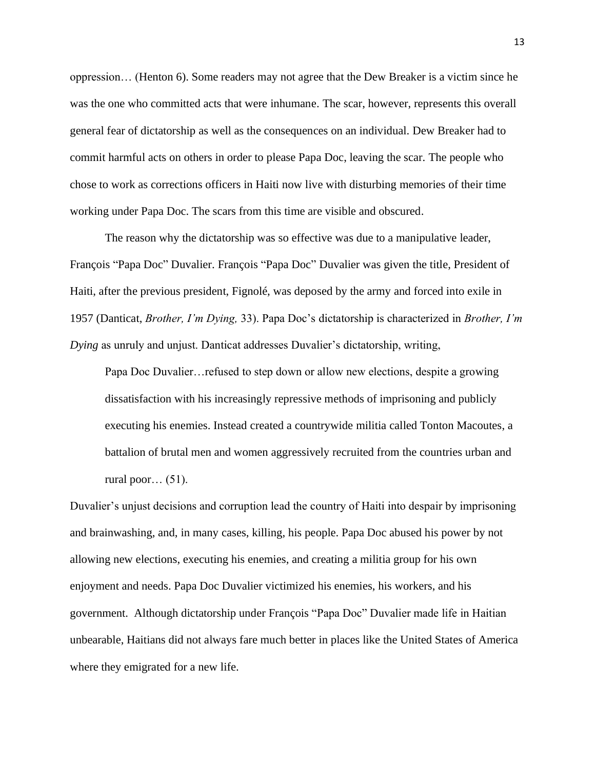oppression… (Henton 6). Some readers may not agree that the Dew Breaker is a victim since he was the one who committed acts that were inhumane. The scar, however, represents this overall general fear of dictatorship as well as the consequences on an individual. Dew Breaker had to commit harmful acts on others in order to please Papa Doc, leaving the scar. The people who chose to work as corrections officers in Haiti now live with disturbing memories of their time working under Papa Doc. The scars from this time are visible and obscured.

The reason why the dictatorship was so effective was due to a manipulative leader, François "Papa Doc" Duvalier. François "Papa Doc" Duvalier was given the title, President of Haiti, after the previous president, Fignolé, was deposed by the army and forced into exile in 1957 (Danticat, *Brother, I'm Dying,* 33). Papa Doc's dictatorship is characterized in *Brother, I'm Dying* as unruly and unjust. Danticat addresses Duvalier's dictatorship, writing,

> Papa Doc Duvalier…refused to step down or allow new elections, despite a growing dissatisfaction with his increasingly repressive methods of imprisoning and publicly executing his enemies. Instead created a countrywide militia called Tonton Macoutes, a battalion of brutal men and women aggressively recruited from the countries urban and rural poor… (51).

Duvalier's unjust decisions and corruption lead the country of Haiti into despair by imprisoning and brainwashing, and, in many cases, killing, his people. Papa Doc abused his power by not allowing new elections, executing his enemies, and creating a militia group for his own enjoyment and needs. Papa Doc Duvalier victimized his enemies, his workers, and his government. Although dictatorship under François "Papa Doc" Duvalier made life in Haitian unbearable, Haitians did not always fare much better in places like the United States of America where they emigrated for a new life.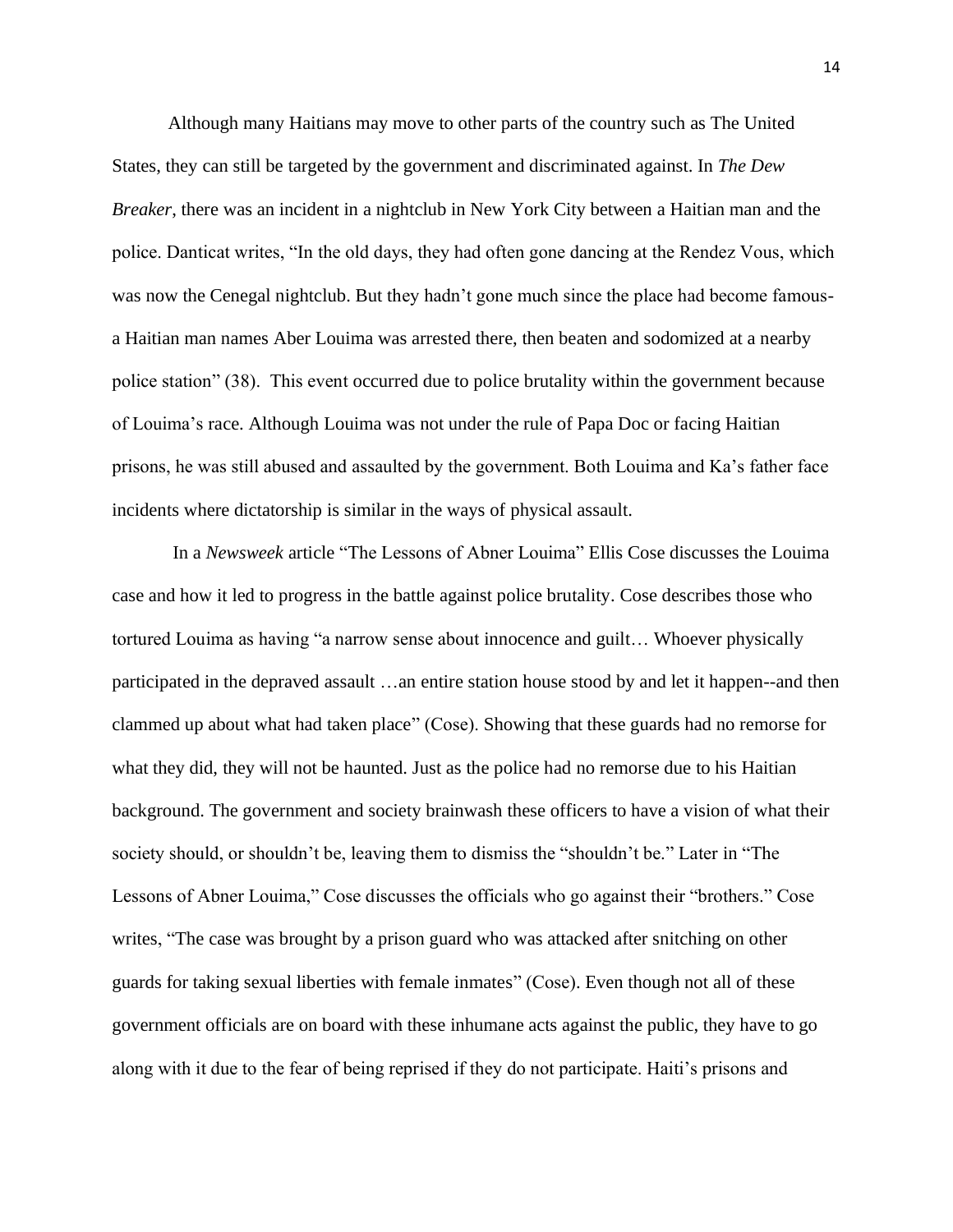Although many Haitians may move to other parts of the country such as The United States, they can still be targeted by the government and discriminated against. In *The Dew Breaker*, there was an incident in a nightclub in New York City between a Haitian man and the police. Danticat writes, "In the old days, they had often gone dancing at the Rendez Vous, which was now the Cenegal nightclub. But they hadn't gone much since the place had become famous-a Haitian man names Aber Louima was arrested there, then beaten and sodomized at a nearby police station" (38). This event occurred due to police brutality within the government because of Louima's race. Although Louima was not under the rule of Papa Doc or facing Haitian prisons, he was still abused and assaulted by the government. Both Louima and Ka's father face incidents where dictatorship is similar in the ways of physical assault.

In a *Newsweek* article "The Lessons of Abner Louima" Ellis Cose discusses the Louima case and how it led to progress in the battle against police brutality. Cose describes those who tortured Louima as having "a narrow sense about innocence and guilt… Whoever physically participated in the depraved assault …an entire station house stood by and let it happen--and then clammed up about what had taken place" (Cose). Showing that these guards had no remorse for what they did, they will not be haunted. Just as the police had no remorse due to his Haitian background. The government and society brainwash these officers to have a vision of what their society should, or shouldn't be, leaving them to dismiss the "shouldn't be." Later in "The Lessons of Abner Louima," Cose discusses the officials who go against their "brothers." Cose writes, "The case was brought by a prison guard who was attacked after snitching on other guards for taking sexual liberties with female inmates" (Cose). Even though not all of these government officials are on board with these inhumane acts against the public, they have to go along with it due to the fear of being reprised if they do not participate. Haiti's prisons and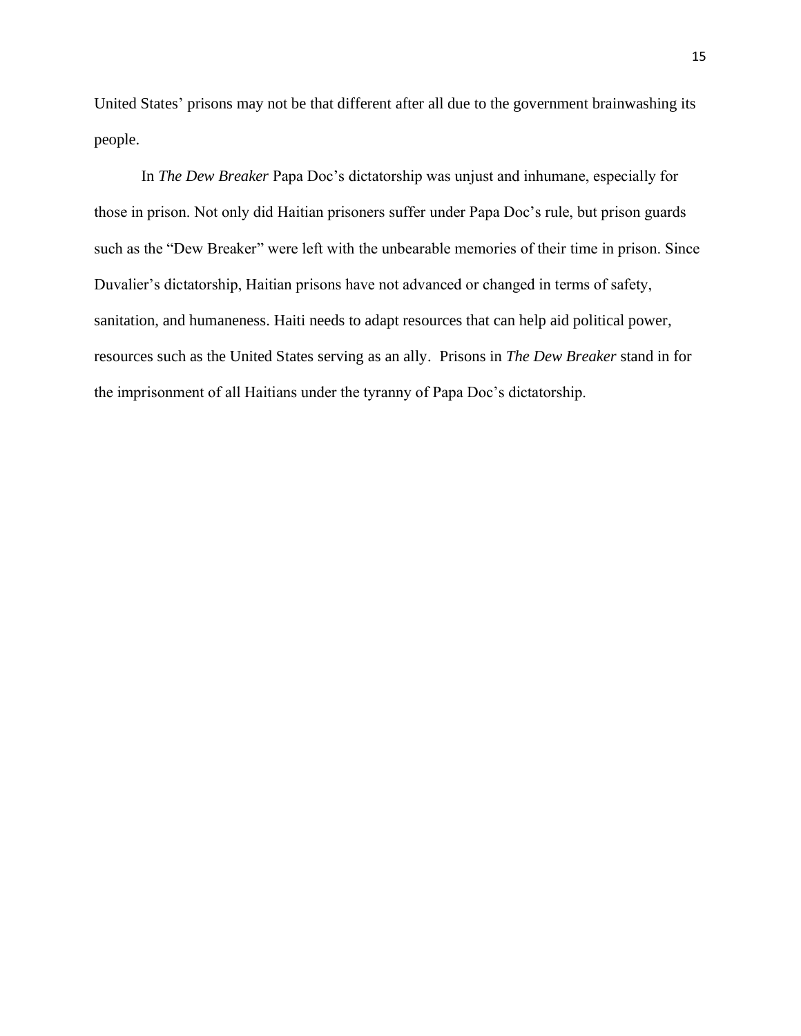United States' prisons may not be that different after all due to the government brainwashing its people.

In *The Dew Breaker* Papa Doc's dictatorship was unjust and inhumane, especially for those in prison. Not only did Haitian prisoners suffer under Papa Doc's rule, but prison guards such as the "Dew Breaker" were left with the unbearable memories of their time in prison. Since Duvalier's dictatorship, Haitian prisons have not advanced or changed in terms of safety, sanitation, and humaneness. Haiti needs to adapt resources that can help aid political power, resources such as the United States serving as an ally. Prisons in *The Dew Breaker* stand in for the imprisonment of all Haitians under the tyranny of Papa Doc's dictatorship.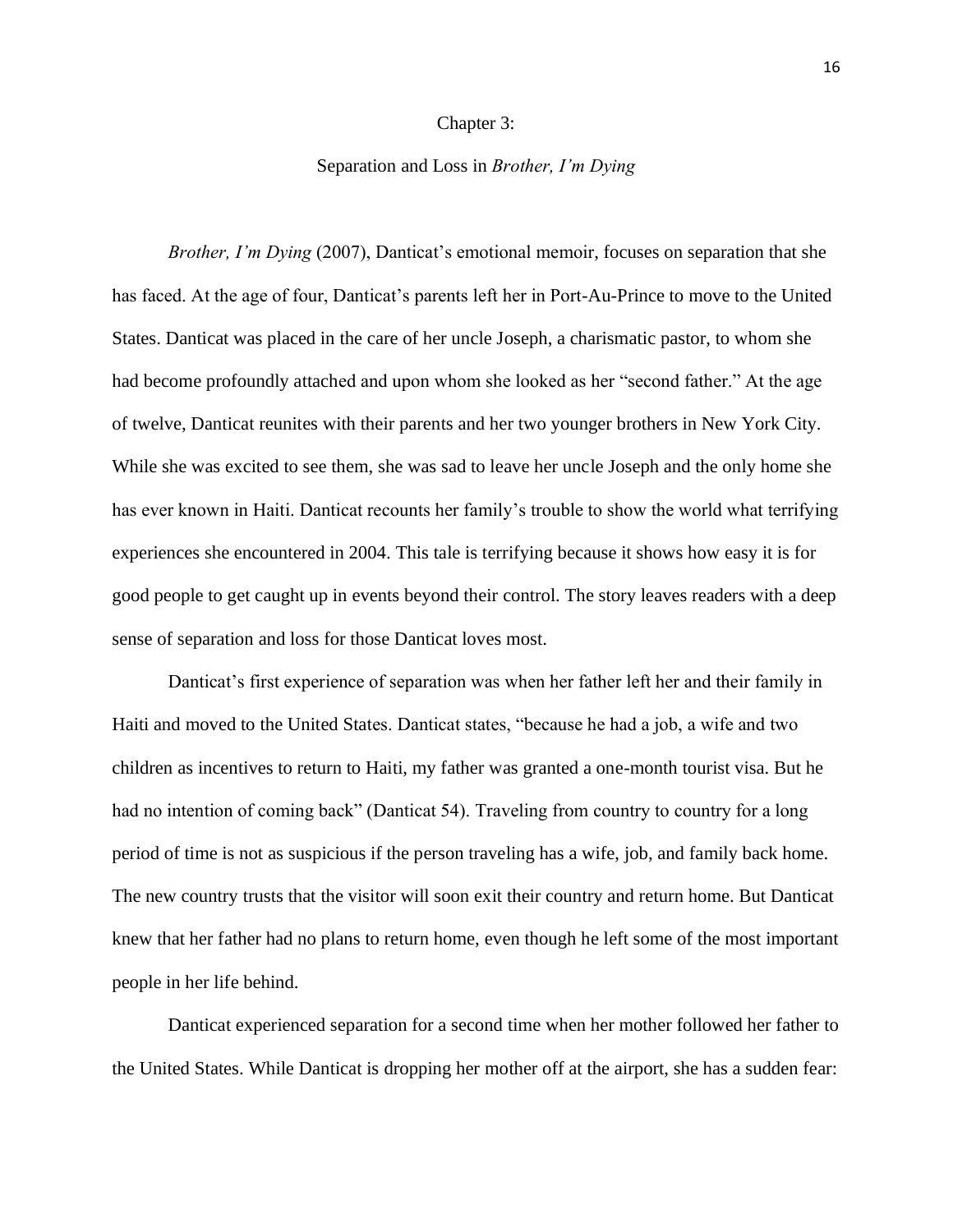# Chapter 3:

## Separation and Loss in *Brother, I'm Dying*

*Brother, I'm Dying* (2007), Danticat's emotional memoir, focuses on separation that she has faced. At the age of four, Danticat's parents left her in Port-Au-Prince to move to the United States. Danticat was placed in the care of her uncle Joseph, a charismatic pastor, to whom she had become profoundly attached and upon whom she looked as her "second father." At the age of twelve, Danticat reunites with their parents and her two younger brothers in New York City. While she was excited to see them, she was sad to leave her uncle Joseph and the only home she has ever known in Haiti. Danticat recounts her family's trouble to show the world what terrifying experiences she encountered in 2004. This tale is terrifying because it shows how easy it is for good people to get caught up in events beyond their control. The story leaves readers with a deep sense of separation and loss for those Danticat loves most.

Danticat's first experience of separation was when her father left her and their family in Haiti and moved to the United States. Danticat states, "because he had a job, a wife and two children as incentives to return to Haiti, my father was granted a one-month tourist visa. But he had no intention of coming back" (Danticat 54). Traveling from country to country for a long period of time is not as suspicious if the person traveling has a wife, job, and family back home. The new country trusts that the visitor will soon exit their country and return home. But Danticat knew that her father had no plans to return home, even though he left some of the most important people in her life behind.

Danticat experienced separation for a second time when her mother followed her father to the United States. While Danticat is dropping her mother off at the airport, she has a sudden fear: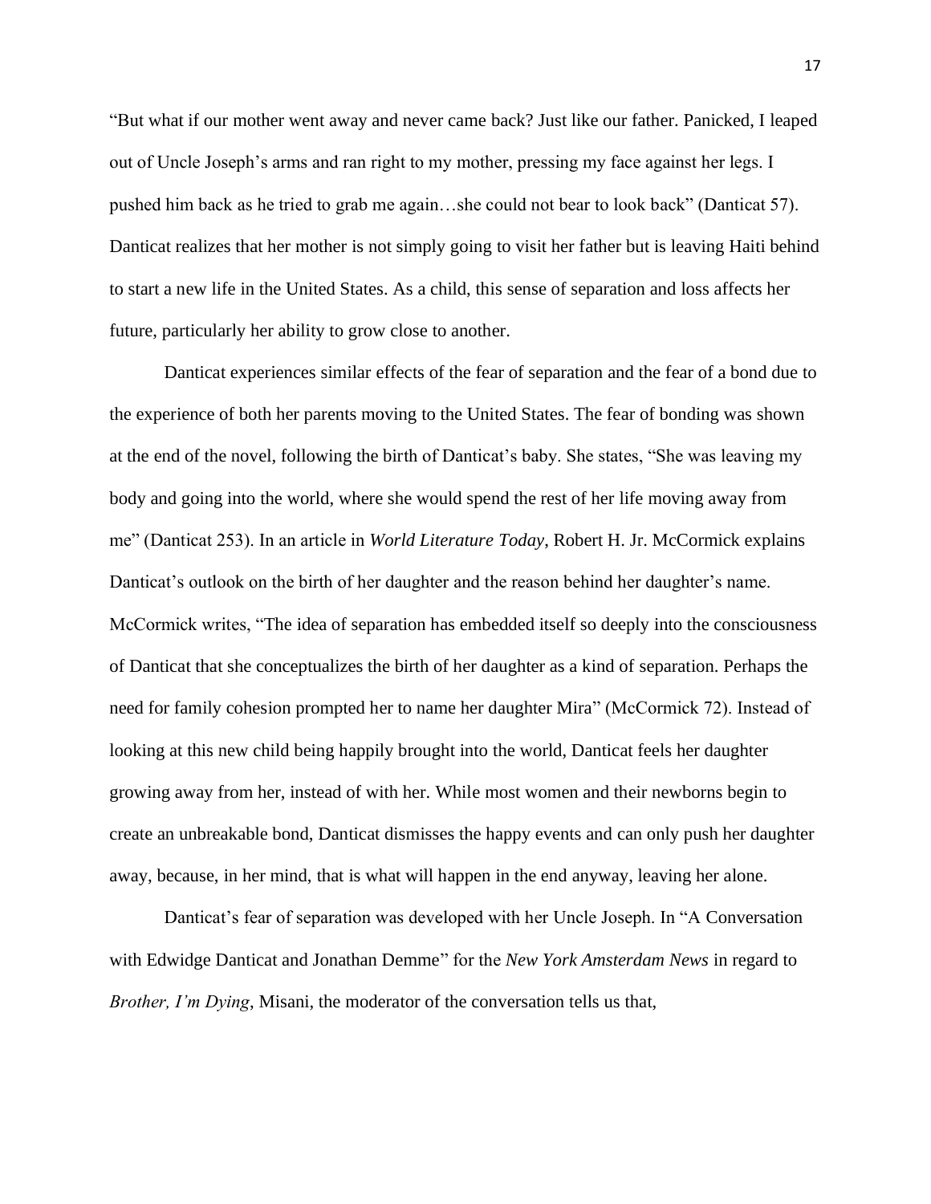"But what if our mother went away and never came back? Just like our father. Panicked, I leaped out of Uncle Joseph's arms and ran right to my mother, pressing my face against her legs. I pushed him back as he tried to grab me again…she could not bear to look back" (Danticat 57). Danticat realizes that her mother is not simply going to visit her father but is leaving Haiti behind to start a new life in the United States. As a child, this sense of separation and loss affects her future, particularly her ability to grow close to another.

Danticat experiences similar effects of the fear of separation and the fear of a bond due to the experience of both her parents moving to the United States. The fear of bonding was shown at the end of the novel, following the birth of Danticat's baby. She states, "She was leaving my body and going into the world, where she would spend the rest of her life moving away from me" (Danticat 253). In an article in *World Literature Today*, Robert H. Jr. McCormick explains Danticat's outlook on the birth of her daughter and the reason behind her daughter's name. McCormick writes, "The idea of separation has embedded itself so deeply into the consciousness of Danticat that she conceptualizes the birth of her daughter as a kind of separation. Perhaps the need for family cohesion prompted her to name her daughter Mira" (McCormick 72). Instead of looking at this new child being happily brought into the world, Danticat feels her daughter growing away from her, instead of with her. While most women and their newborns begin to create an unbreakable bond, Danticat dismisses the happy events and can only push her daughter away, because, in her mind, that is what will happen in the end anyway, leaving her alone.

Danticat's fear of separation was developed with her Uncle Joseph. In "A Conversation with Edwidge Danticat and Jonathan Demme" for the *New York Amsterdam News* in regard to *Brother, I'm Dying*, Misani, the moderator of the conversation tells us that,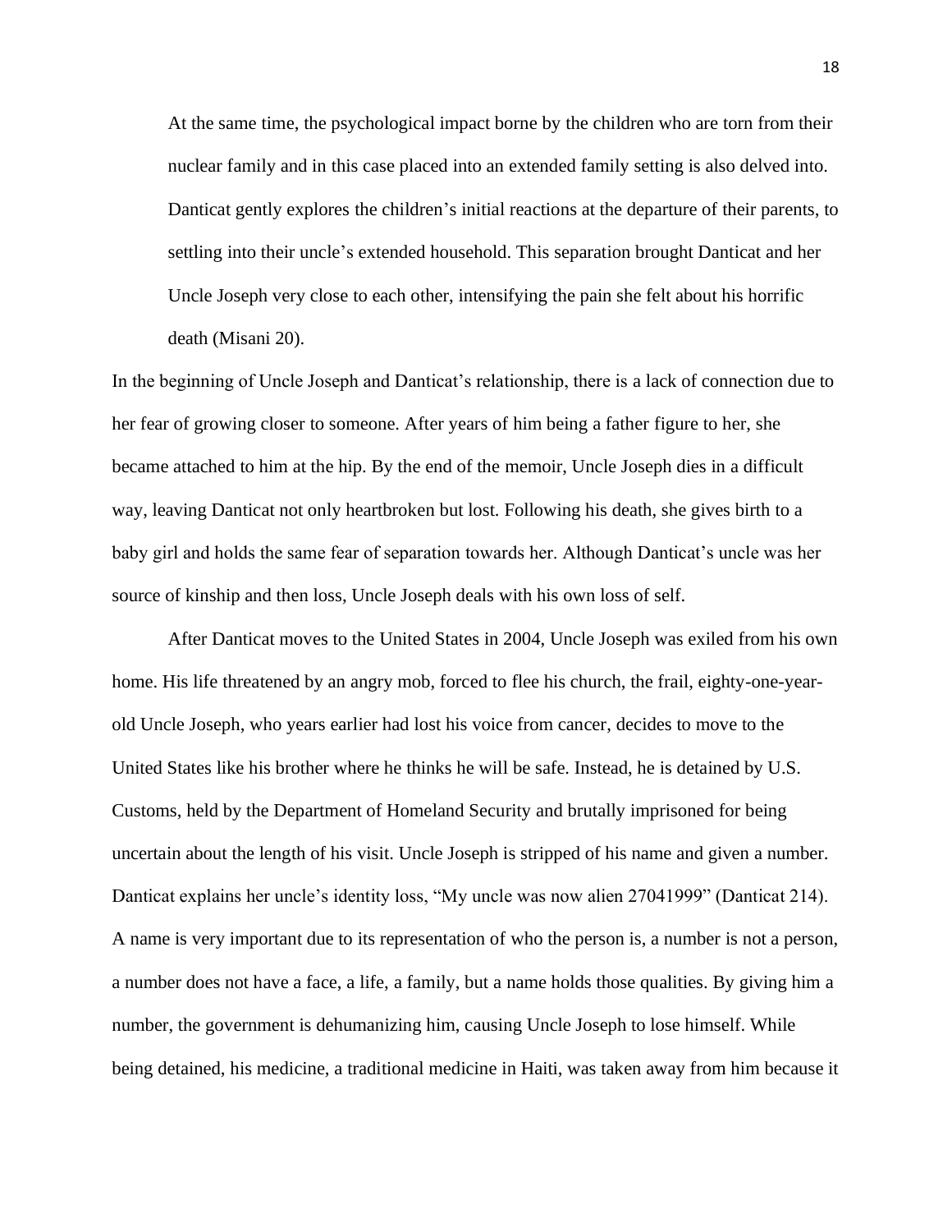> At the same time, the psychological impact borne by the children who are torn from their nuclear family and in this case placed into an extended family setting is also delved into. Danticat gently explores the children's initial reactions at the departure of their parents, to settling into their uncle's extended household. This separation brought Danticat and her Uncle Joseph very close to each other, intensifying the pain she felt about his horrific death (Misani 20).

In the beginning of Uncle Joseph and Danticat's relationship, there is a lack of connection due to her fear of growing closer to someone. After years of him being a father figure to her, she became attached to him at the hip. By the end of the memoir, Uncle Joseph dies in a difficult way, leaving Danticat not only heartbroken but lost. Following his death, she gives birth to a baby girl and holds the same fear of separation towards her. Although Danticat's uncle was her source of kinship and then loss, Uncle Joseph deals with his own loss of self.

After Danticat moves to the United States in 2004, Uncle Joseph was exiled from his own home. His life threatened by an angry mob, forced to flee his church, the frail, eighty-one-year-old Uncle Joseph, who years earlier had lost his voice from cancer, decides to move to the United States like his brother where he thinks he will be safe. Instead, he is detained by U.S. Customs, held by the Department of Homeland Security and brutally imprisoned for being uncertain about the length of his visit. Uncle Joseph is stripped of his name and given a number. Danticat explains her uncle's identity loss, "My uncle was now alien 27041999" (Danticat 214). A name is very important due to its representation of who the person is, a number is not a person, a number does not have a face, a life, a family, but a name holds those qualities. By giving him a number, the government is dehumanizing him, causing Uncle Joseph to lose himself. While being detained, his medicine, a traditional medicine in Haiti, was taken away from him because it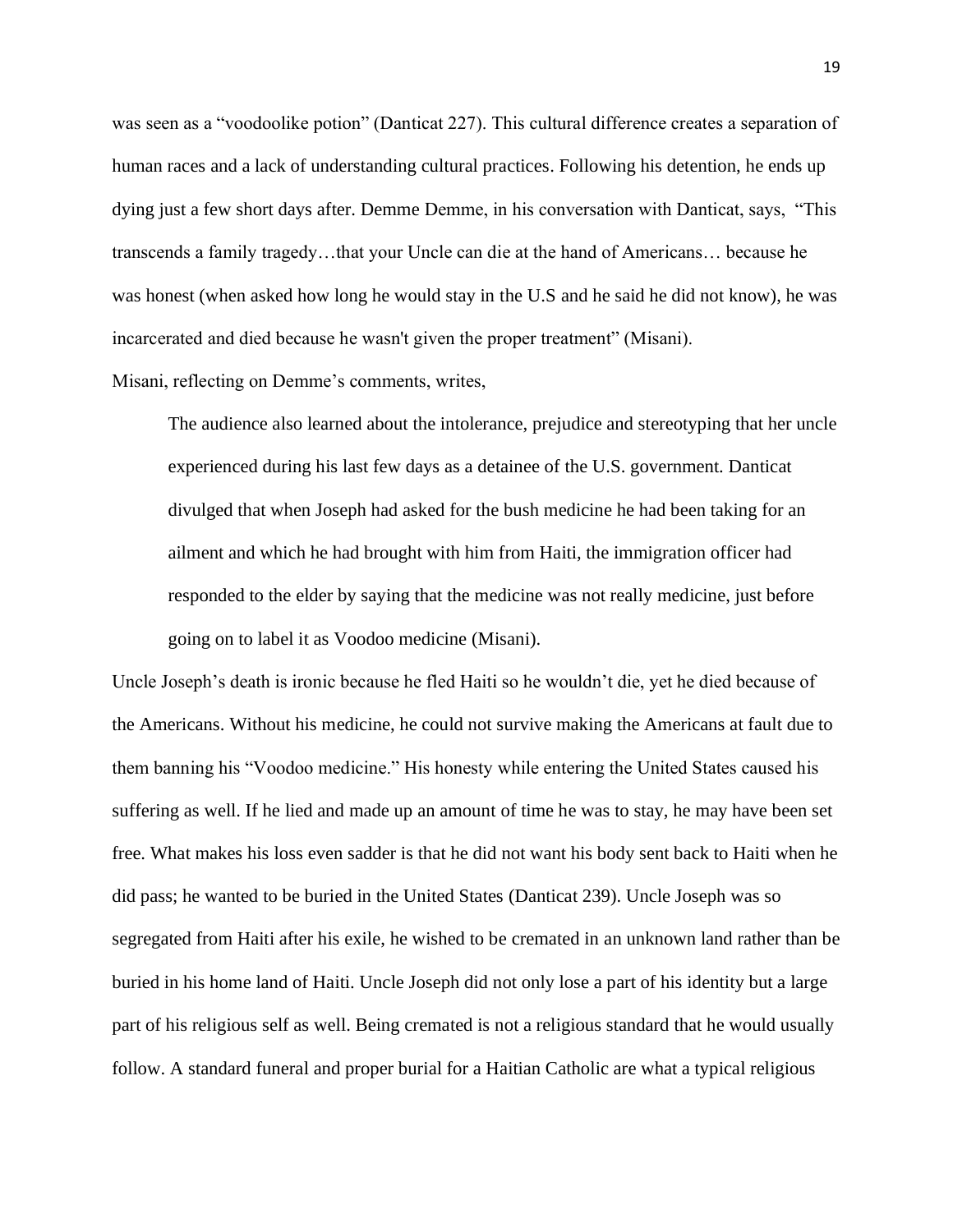was seen as a "voodoolike potion" (Danticat 227). This cultural difference creates a separation of human races and a lack of understanding cultural practices. Following his detention, he ends up dying just a few short days after. Demme Demme, in his conversation with Danticat, says, "This transcends a family tragedy…that your Uncle can die at the hand of Americans… because he was honest (when asked how long he would stay in the U.S and he said he did not know), he was incarcerated and died because he wasn't given the proper treatment" (Misani).

Misani, reflecting on Demme's comments, writes,

> The audience also learned about the intolerance, prejudice and stereotyping that her uncle experienced during his last few days as a detainee of the U.S. government. Danticat divulged that when Joseph had asked for the bush medicine he had been taking for an ailment and which he had brought with him from Haiti, the immigration officer had responded to the elder by saying that the medicine was not really medicine, just before going on to label it as Voodoo medicine (Misani).

Uncle Joseph's death is ironic because he fled Haiti so he wouldn't die, yet he died because of the Americans. Without his medicine, he could not survive making the Americans at fault due to them banning his "Voodoo medicine." His honesty while entering the United States caused his suffering as well. If he lied and made up an amount of time he was to stay, he may have been set free. What makes his loss even sadder is that he did not want his body sent back to Haiti when he did pass; he wanted to be buried in the United States (Danticat 239). Uncle Joseph was so segregated from Haiti after his exile, he wished to be cremated in an unknown land rather than be buried in his home land of Haiti. Uncle Joseph did not only lose a part of his identity but a large part of his religious self as well. Being cremated is not a religious standard that he would usually follow. A standard funeral and proper burial for a Haitian Catholic are what a typical religious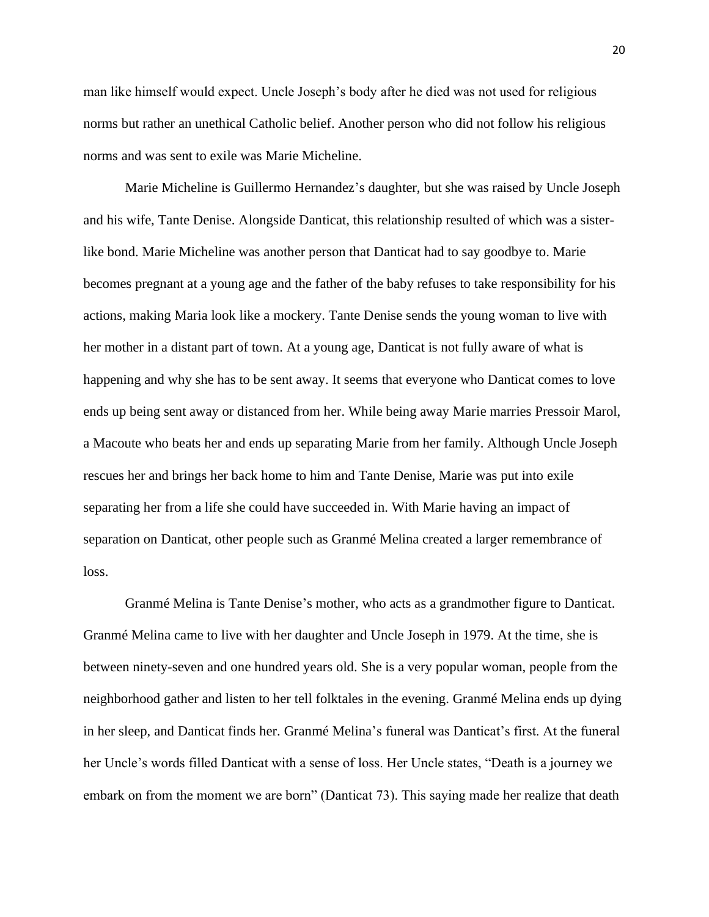man like himself would expect. Uncle Joseph's body after he died was not used for religious norms but rather an unethical Catholic belief. Another person who did not follow his religious norms and was sent to exile was Marie Micheline.

Marie Micheline is Guillermo Hernandez's daughter, but she was raised by Uncle Joseph and his wife, Tante Denise. Alongside Danticat, this relationship resulted of which was a sister-like bond. Marie Micheline was another person that Danticat had to say goodbye to. Marie becomes pregnant at a young age and the father of the baby refuses to take responsibility for his actions, making Maria look like a mockery. Tante Denise sends the young woman to live with her mother in a distant part of town. At a young age, Danticat is not fully aware of what is happening and why she has to be sent away. It seems that everyone who Danticat comes to love ends up being sent away or distanced from her. While being away Marie marries Pressoir Marol, a Macoute who beats her and ends up separating Marie from her family. Although Uncle Joseph rescues her and brings her back home to him and Tante Denise, Marie was put into exile separating her from a life she could have succeeded in. With Marie having an impact of separation on Danticat, other people such as Granmé Melina created a larger remembrance of loss.

Granmé Melina is Tante Denise's mother, who acts as a grandmother figure to Danticat. Granmé Melina came to live with her daughter and Uncle Joseph in 1979. At the time, she is between ninety-seven and one hundred years old. She is a very popular woman, people from the neighborhood gather and listen to her tell folktales in the evening. Granmé Melina ends up dying in her sleep, and Danticat finds her. Granmé Melina's funeral was Danticat's first. At the funeral her Uncle's words filled Danticat with a sense of loss. Her Uncle states, "Death is a journey we embark on from the moment we are born" (Danticat 73). This saying made her realize that death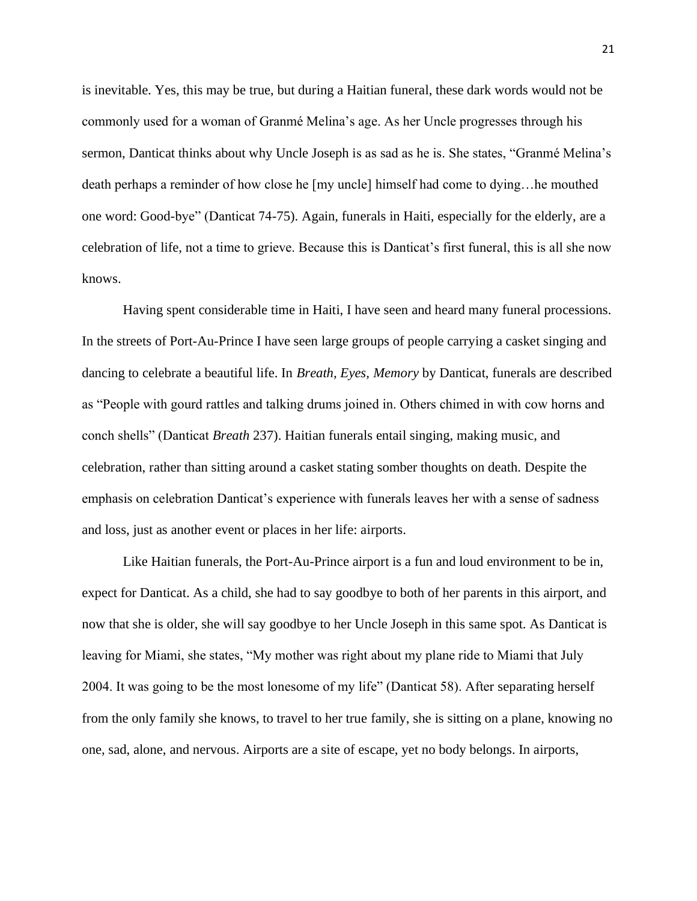is inevitable. Yes, this may be true, but during a Haitian funeral, these dark words would not be commonly used for a woman of Granmé Melina's age. As her Uncle progresses through his sermon, Danticat thinks about why Uncle Joseph is as sad as he is. She states, "Granmé Melina's death perhaps a reminder of how close he [my uncle] himself had come to dying…he mouthed one word: Good-bye" (Danticat 74-75). Again, funerals in Haiti, especially for the elderly, are a celebration of life, not a time to grieve. Because this is Danticat's first funeral, this is all she now knows.

Having spent considerable time in Haiti, I have seen and heard many funeral processions. In the streets of Port-Au-Prince I have seen large groups of people carrying a casket singing and dancing to celebrate a beautiful life. In *Breath, Eyes, Memory* by Danticat, funerals are described as "People with gourd rattles and talking drums joined in. Others chimed in with cow horns and conch shells" (Danticat *Breath* 237). Haitian funerals entail singing, making music, and celebration, rather than sitting around a casket stating somber thoughts on death. Despite the emphasis on celebration Danticat's experience with funerals leaves her with a sense of sadness and loss, just as another event or places in her life: airports.

Like Haitian funerals, the Port-Au-Prince airport is a fun and loud environment to be in, expect for Danticat. As a child, she had to say goodbye to both of her parents in this airport, and now that she is older, she will say goodbye to her Uncle Joseph in this same spot. As Danticat is leaving for Miami, she states, "My mother was right about my plane ride to Miami that July 2004. It was going to be the most lonesome of my life" (Danticat 58). After separating herself from the only family she knows, to travel to her true family, she is sitting on a plane, knowing no one, sad, alone, and nervous. Airports are a site of escape, yet no body belongs. In airports,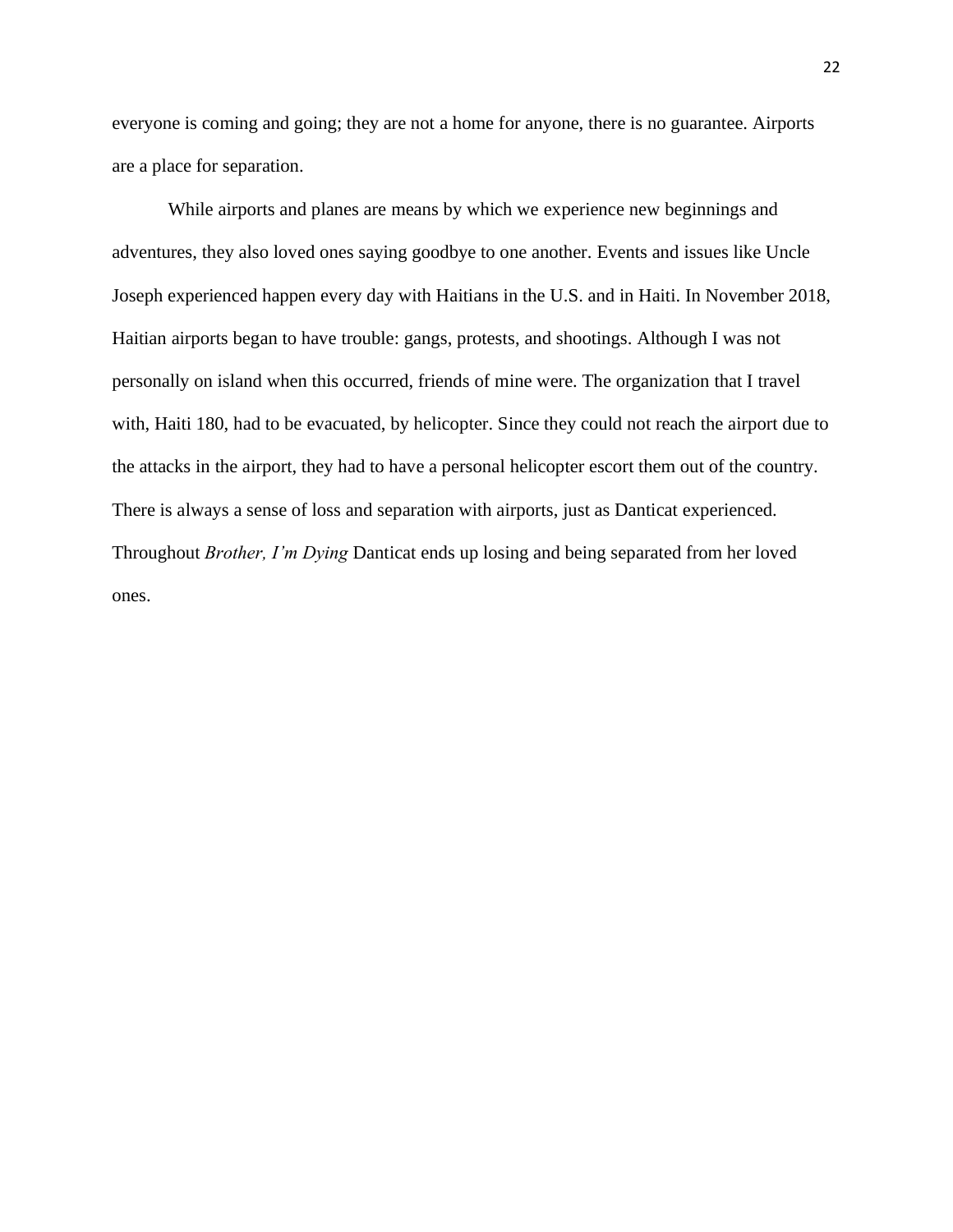everyone is coming and going; they are not a home for anyone, there is no guarantee. Airports are a place for separation.

While airports and planes are means by which we experience new beginnings and adventures, they also loved ones saying goodbye to one another. Events and issues like Uncle Joseph experienced happen every day with Haitians in the U.S. and in Haiti. In November 2018, Haitian airports began to have trouble: gangs, protests, and shootings. Although I was not personally on island when this occurred, friends of mine were. The organization that I travel with, Haiti 180, had to be evacuated, by helicopter. Since they could not reach the airport due to the attacks in the airport, they had to have a personal helicopter escort them out of the country. There is always a sense of loss and separation with airports, just as Danticat experienced. Throughout *Brother, I'm Dying* Danticat ends up losing and being separated from her loved ones.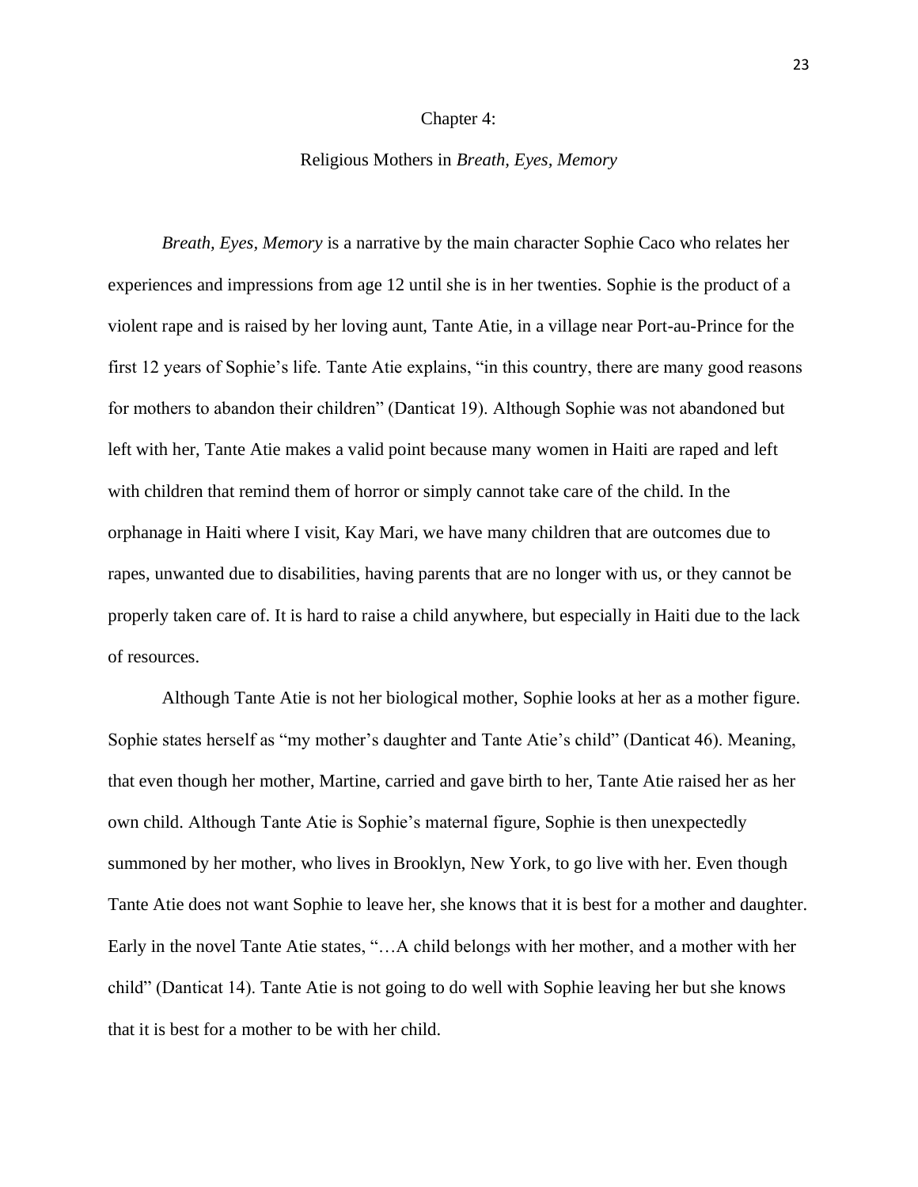# Chapter 4:

## Religious Mothers in *Breath, Eyes, Memory*

*Breath, Eyes, Memory* is a narrative by the main character Sophie Caco who relates her experiences and impressions from age 12 until she is in her twenties. Sophie is the product of a violent rape and is raised by her loving aunt, Tante Atie, in a village near Port-au-Prince for the first 12 years of Sophie's life. Tante Atie explains, "in this country, there are many good reasons for mothers to abandon their children" (Danticat 19). Although Sophie was not abandoned but left with her, Tante Atie makes a valid point because many women in Haiti are raped and left with children that remind them of horror or simply cannot take care of the child. In the orphanage in Haiti where I visit, Kay Mari, we have many children that are outcomes due to rapes, unwanted due to disabilities, having parents that are no longer with us, or they cannot be properly taken care of. It is hard to raise a child anywhere, but especially in Haiti due to the lack of resources.

Although Tante Atie is not her biological mother, Sophie looks at her as a mother figure. Sophie states herself as "my mother's daughter and Tante Atie's child" (Danticat 46). Meaning, that even though her mother, Martine, carried and gave birth to her, Tante Atie raised her as her own child. Although Tante Atie is Sophie's maternal figure, Sophie is then unexpectedly summoned by her mother, who lives in Brooklyn, New York, to go live with her. Even though Tante Atie does not want Sophie to leave her, she knows that it is best for a mother and daughter. Early in the novel Tante Atie states, "…A child belongs with her mother, and a mother with her child" (Danticat 14). Tante Atie is not going to do well with Sophie leaving her but she knows that it is best for a mother to be with her child.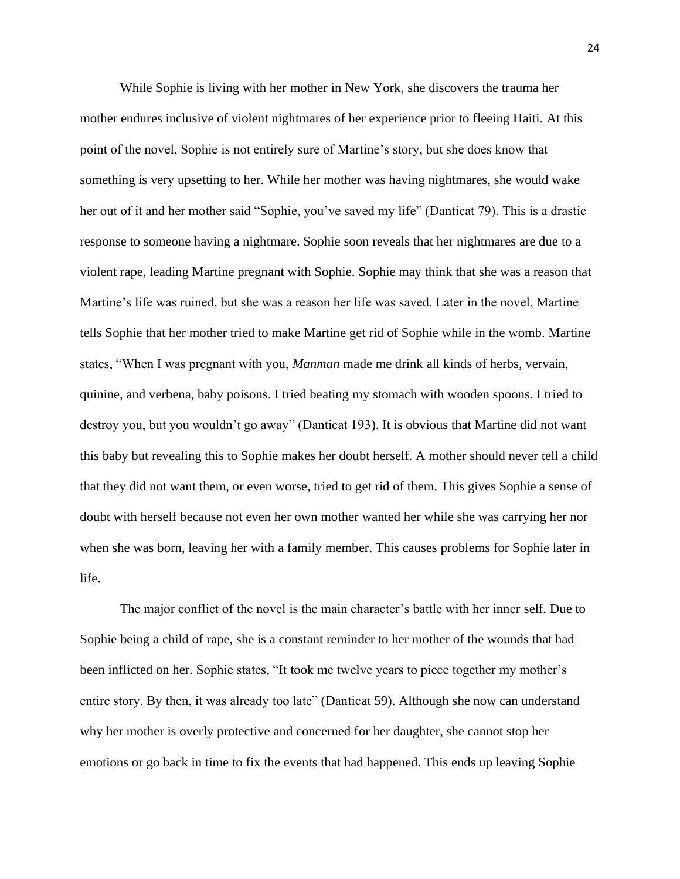While Sophie is living with her mother in New York, she discovers the trauma her mother endures inclusive of violent nightmares of her experience prior to fleeing Haiti. At this point of the novel, Sophie is not entirely sure of Martine's story, but she does know that something is very upsetting to her. While her mother was having nightmares, she would wake her out of it and her mother said "Sophie, you've saved my life" (Danticat 79). This is a drastic response to someone having a nightmare. Sophie soon reveals that her nightmares are due to a violent rape, leading Martine pregnant with Sophie. Sophie may think that she was a reason that Martine's life was ruined, but she was a reason her life was saved. Later in the novel, Martine tells Sophie that her mother tried to make Martine get rid of Sophie while in the womb. Martine states, "When I was pregnant with you, *Manman* made me drink all kinds of herbs, vervain, quinine, and verbena, baby poisons. I tried beating my stomach with wooden spoons. I tried to destroy you, but you wouldn't go away" (Danticat 193). It is obvious that Martine did not want this baby but revealing this to Sophie makes her doubt herself. A mother should never tell a child that they did not want them, or even worse, tried to get rid of them. This gives Sophie a sense of doubt with herself because not even her own mother wanted her while she was carrying her nor when she was born, leaving her with a family member. This causes problems for Sophie later in life.

The major conflict of the novel is the main character's battle with her inner self. Due to Sophie being a child of rape, she is a constant reminder to her mother of the wounds that had been inflicted on her. Sophie states, "It took me twelve years to piece together my mother's entire story. By then, it was already too late" (Danticat 59). Although she now can understand why her mother is overly protective and concerned for her daughter, she cannot stop her emotions or go back in time to fix the events that had happened. This ends up leaving Sophie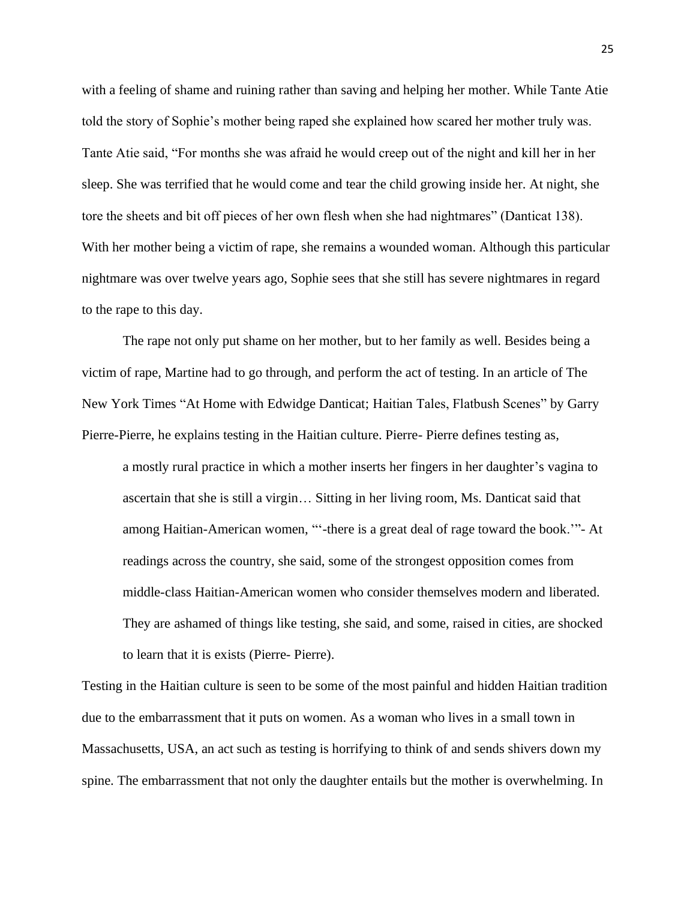with a feeling of shame and ruining rather than saving and helping her mother. While Tante Atie told the story of Sophie's mother being raped she explained how scared her mother truly was. Tante Atie said, "For months she was afraid he would creep out of the night and kill her in her sleep. She was terrified that he would come and tear the child growing inside her. At night, she tore the sheets and bit off pieces of her own flesh when she had nightmares" (Danticat 138). With her mother being a victim of rape, she remains a wounded woman. Although this particular nightmare was over twelve years ago, Sophie sees that she still has severe nightmares in regard to the rape to this day.

The rape not only put shame on her mother, but to her family as well. Besides being a victim of rape, Martine had to go through, and perform the act of testing. In an article of The New York Times "At Home with Edwidge Danticat; Haitian Tales, Flatbush Scenes" by Garry Pierre-Pierre, he explains testing in the Haitian culture. Pierre- Pierre defines testing as,

> a mostly rural practice in which a mother inserts her fingers in her daughter's vagina to ascertain that she is still a virgin… Sitting in her living room, Ms. Danticat said that among Haitian-American women, "'-there is a great deal of rage toward the book.'"- At readings across the country, she said, some of the strongest opposition comes from middle-class Haitian-American women who consider themselves modern and liberated. They are ashamed of things like testing, she said, and some, raised in cities, are shocked to learn that it is exists (Pierre- Pierre).

Testing in the Haitian culture is seen to be some of the most painful and hidden Haitian tradition due to the embarrassment that it puts on women. As a woman who lives in a small town in Massachusetts, USA, an act such as testing is horrifying to think of and sends shivers down my spine. The embarrassment that not only the daughter entails but the mother is overwhelming. In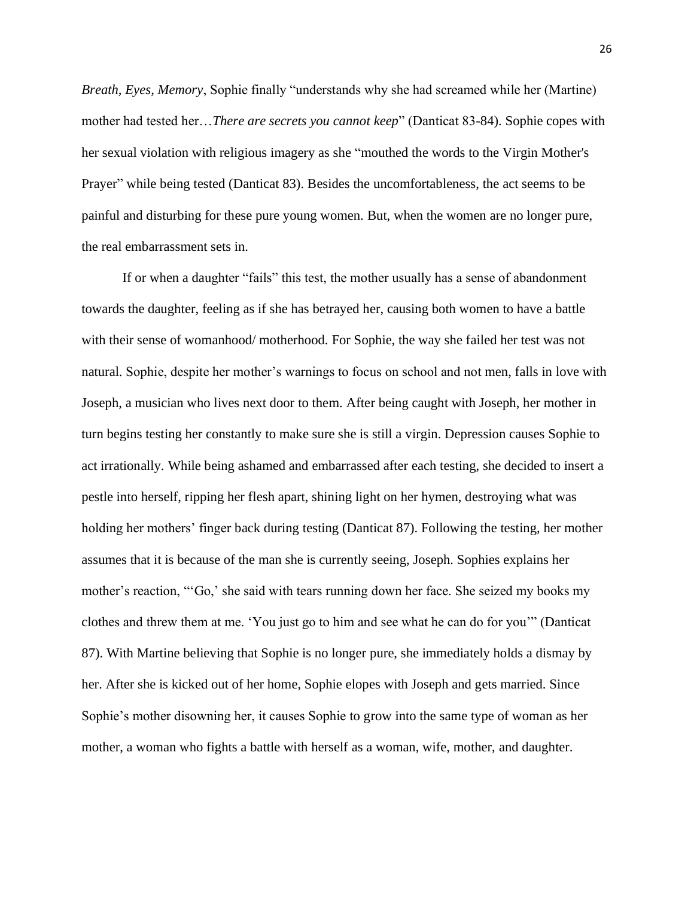*Breath, Eyes, Memory*, Sophie finally "understands why she had screamed while her (Martine) mother had tested her…*There are secrets you cannot keep*" (Danticat 83-84). Sophie copes with her sexual violation with religious imagery as she "mouthed the words to the Virgin Mother's Prayer" while being tested (Danticat 83). Besides the uncomfortableness, the act seems to be painful and disturbing for these pure young women. But, when the women are no longer pure, the real embarrassment sets in.

If or when a daughter "fails" this test, the mother usually has a sense of abandonment towards the daughter, feeling as if she has betrayed her, causing both women to have a battle with their sense of womanhood/ motherhood. For Sophie, the way she failed her test was not natural. Sophie, despite her mother's warnings to focus on school and not men, falls in love with Joseph, a musician who lives next door to them. After being caught with Joseph, her mother in turn begins testing her constantly to make sure she is still a virgin. Depression causes Sophie to act irrationally. While being ashamed and embarrassed after each testing, she decided to insert a pestle into herself, ripping her flesh apart, shining light on her hymen, destroying what was holding her mothers' finger back during testing (Danticat 87). Following the testing, her mother assumes that it is because of the man she is currently seeing, Joseph. Sophies explains her mother's reaction, "'Go,' she said with tears running down her face. She seized my books my clothes and threw them at me. 'You just go to him and see what he can do for you'" (Danticat 87). With Martine believing that Sophie is no longer pure, she immediately holds a dismay by her. After she is kicked out of her home, Sophie elopes with Joseph and gets married. Since Sophie's mother disowning her, it causes Sophie to grow into the same type of woman as her mother, a woman who fights a battle with herself as a woman, wife, mother, and daughter.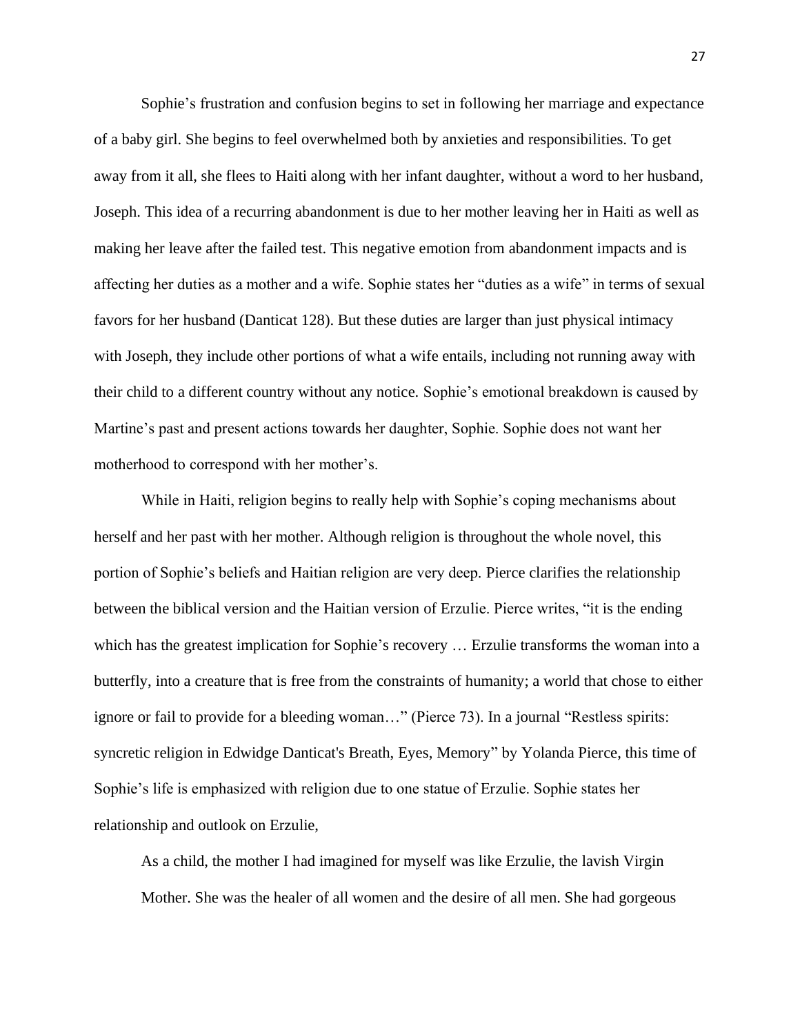Sophie's frustration and confusion begins to set in following her marriage and expectance of a baby girl. She begins to feel overwhelmed both by anxieties and responsibilities. To get away from it all, she flees to Haiti along with her infant daughter, without a word to her husband, Joseph. This idea of a recurring abandonment is due to her mother leaving her in Haiti as well as making her leave after the failed test. This negative emotion from abandonment impacts and is affecting her duties as a mother and a wife. Sophie states her "duties as a wife" in terms of sexual favors for her husband (Danticat 128). But these duties are larger than just physical intimacy with Joseph, they include other portions of what a wife entails, including not running away with their child to a different country without any notice. Sophie's emotional breakdown is caused by Martine's past and present actions towards her daughter, Sophie. Sophie does not want her motherhood to correspond with her mother's.

While in Haiti, religion begins to really help with Sophie's coping mechanisms about herself and her past with her mother. Although religion is throughout the whole novel, this portion of Sophie's beliefs and Haitian religion are very deep. Pierce clarifies the relationship between the biblical version and the Haitian version of Erzulie. Pierce writes, "it is the ending which has the greatest implication for Sophie's recovery … Erzulie transforms the woman into a butterfly, into a creature that is free from the constraints of humanity; a world that chose to either ignore or fail to provide for a bleeding woman…" (Pierce 73). In a journal "Restless spirits: syncretic religion in Edwidge Danticat's Breath, Eyes, Memory" by Yolanda Pierce, this time of Sophie's life is emphasized with religion due to one statue of Erzulie. Sophie states her relationship and outlook on Erzulie,

> As a child, the mother I had imagined for myself was like Erzulie, the lavish Virgin Mother. She was the healer of all women and the desire of all men. She had gorgeous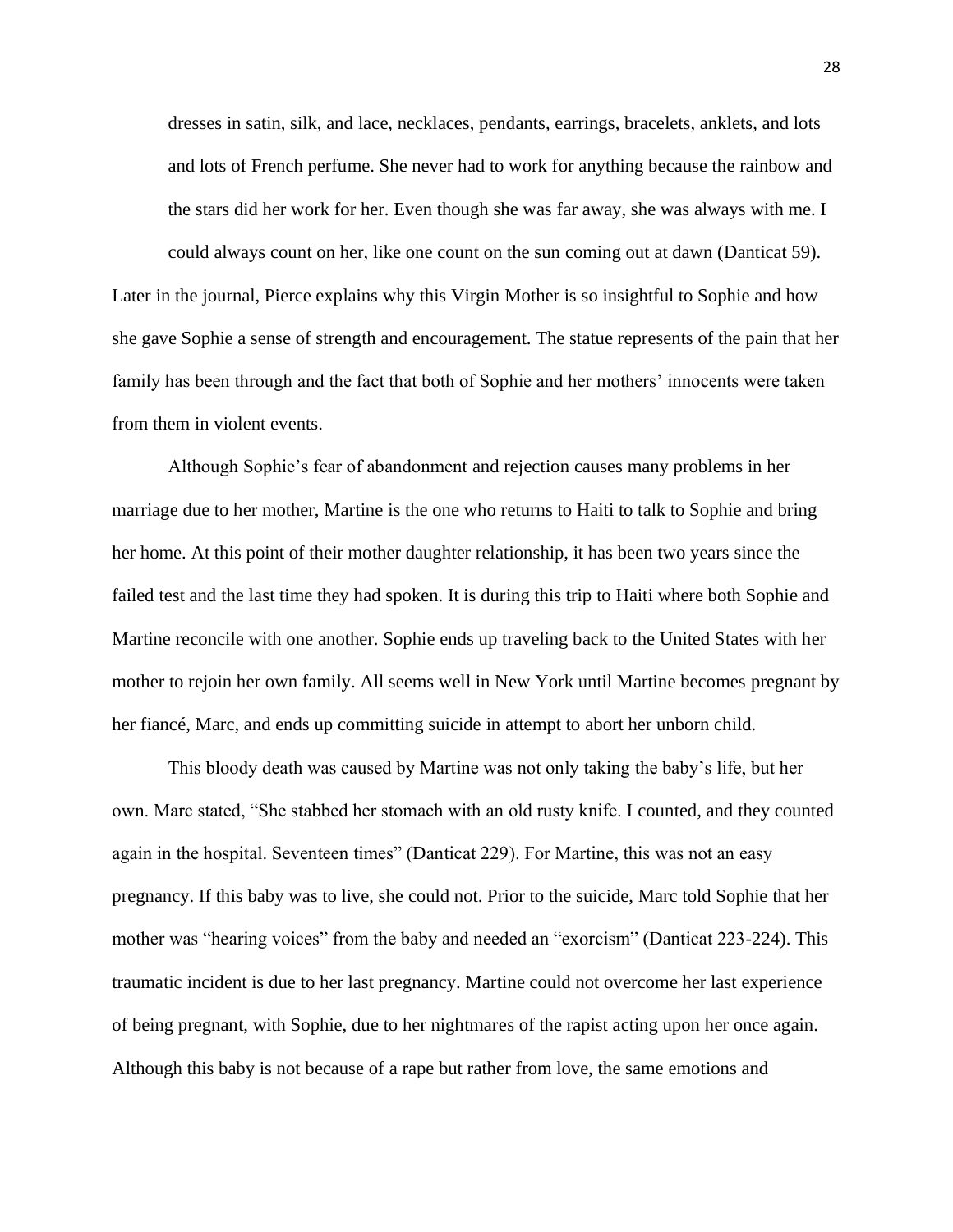> dresses in satin, silk, and lace, necklaces, pendants, earrings, bracelets, anklets, and lots and lots of French perfume. She never had to work for anything because the rainbow and the stars did her work for her. Even though she was far away, she was always with me. I could always count on her, like one count on the sun coming out at dawn (Danticat 59).

Later in the journal, Pierce explains why this Virgin Mother is so insightful to Sophie and how she gave Sophie a sense of strength and encouragement. The statue represents of the pain that her family has been through and the fact that both of Sophie and her mothers' innocents were taken from them in violent events.

Although Sophie's fear of abandonment and rejection causes many problems in her marriage due to her mother, Martine is the one who returns to Haiti to talk to Sophie and bring her home. At this point of their mother daughter relationship, it has been two years since the failed test and the last time they had spoken. It is during this trip to Haiti where both Sophie and Martine reconcile with one another. Sophie ends up traveling back to the United States with her mother to rejoin her own family. All seems well in New York until Martine becomes pregnant by her fiancé, Marc, and ends up committing suicide in attempt to abort her unborn child.

This bloody death was caused by Martine was not only taking the baby's life, but her own. Marc stated, "She stabbed her stomach with an old rusty knife. I counted, and they counted again in the hospital. Seventeen times" (Danticat 229). For Martine, this was not an easy pregnancy. If this baby was to live, she could not. Prior to the suicide, Marc told Sophie that her mother was "hearing voices" from the baby and needed an "exorcism" (Danticat 223-224). This traumatic incident is due to her last pregnancy. Martine could not overcome her last experience of being pregnant, with Sophie, due to her nightmares of the rapist acting upon her once again. Although this baby is not because of a rape but rather from love, the same emotions and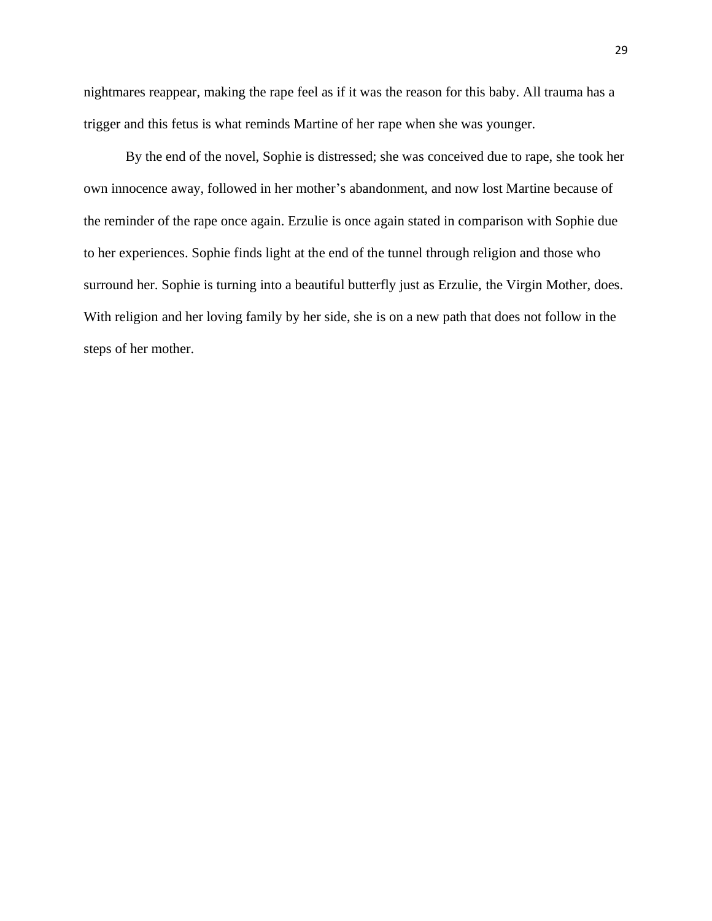nightmares reappear, making the rape feel as if it was the reason for this baby. All trauma has a trigger and this fetus is what reminds Martine of her rape when she was younger.

By the end of the novel, Sophie is distressed; she was conceived due to rape, she took her own innocence away, followed in her mother's abandonment, and now lost Martine because of the reminder of the rape once again. Erzulie is once again stated in comparison with Sophie due to her experiences. Sophie finds light at the end of the tunnel through religion and those who surround her. Sophie is turning into a beautiful butterfly just as Erzulie, the Virgin Mother, does. With religion and her loving family by her side, she is on a new path that does not follow in the steps of her mother.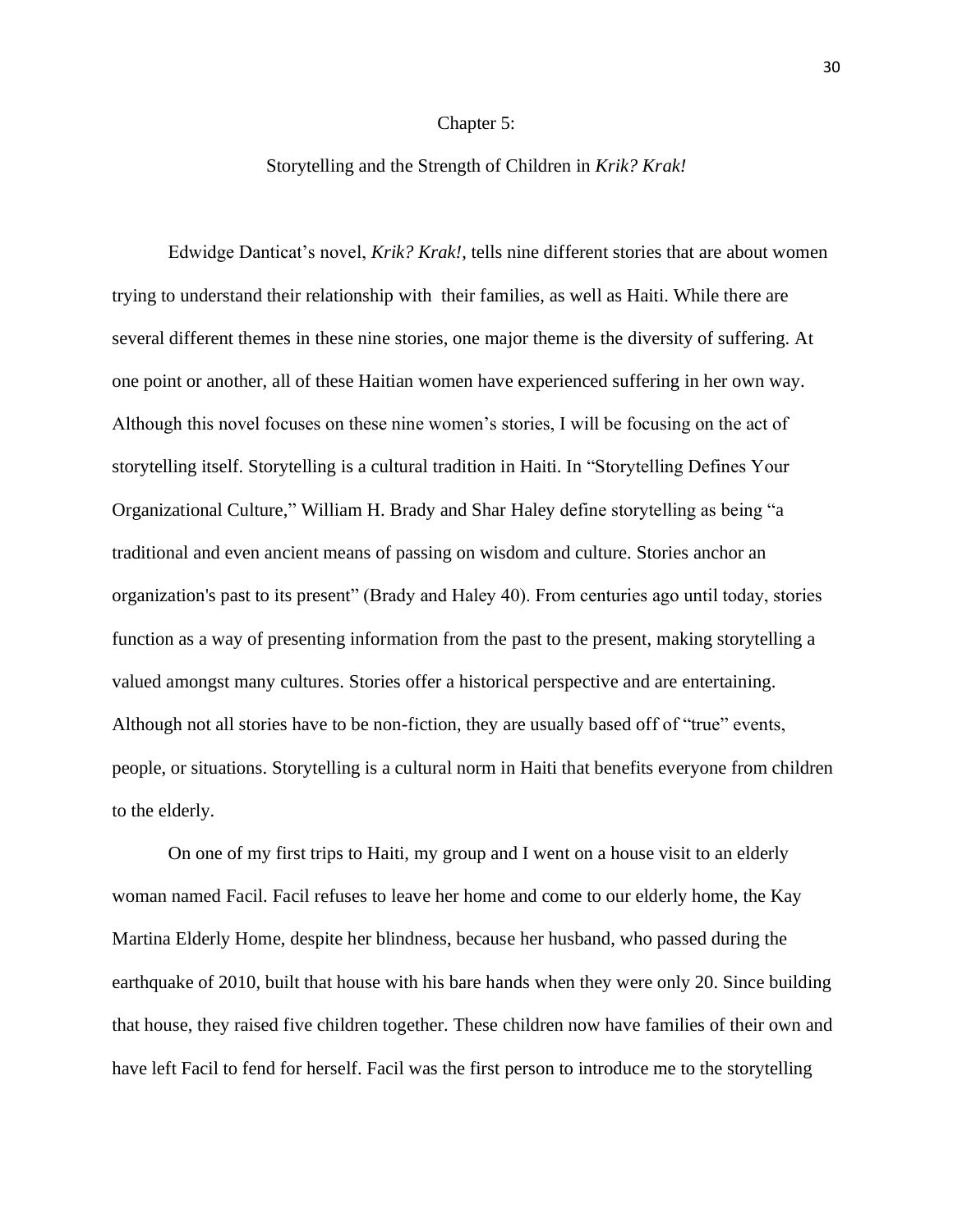# Chapter 5:

## Storytelling and the Strength of Children in *Krik? Krak!*

Edwidge Danticat's novel, *Krik? Krak!*, tells nine different stories that are about women trying to understand their relationship with their families, as well as Haiti. While there are several different themes in these nine stories, one major theme is the diversity of suffering. At one point or another, all of these Haitian women have experienced suffering in her own way. Although this novel focuses on these nine women's stories, I will be focusing on the act of storytelling itself. Storytelling is a cultural tradition in Haiti. In "Storytelling Defines Your Organizational Culture," William H. Brady and Shar Haley define storytelling as being "a traditional and even ancient means of passing on wisdom and culture. Stories anchor an organization's past to its present" (Brady and Haley 40). From centuries ago until today, stories function as a way of presenting information from the past to the present, making storytelling a valued amongst many cultures. Stories offer a historical perspective and are entertaining. Although not all stories have to be non-fiction, they are usually based off of "true" events, people, or situations. Storytelling is a cultural norm in Haiti that benefits everyone from children to the elderly.

On one of my first trips to Haiti, my group and I went on a house visit to an elderly woman named Facil. Facil refuses to leave her home and come to our elderly home, the Kay Martina Elderly Home, despite her blindness, because her husband, who passed during the earthquake of 2010, built that house with his bare hands when they were only 20. Since building that house, they raised five children together. These children now have families of their own and have left Facil to fend for herself. Facil was the first person to introduce me to the storytelling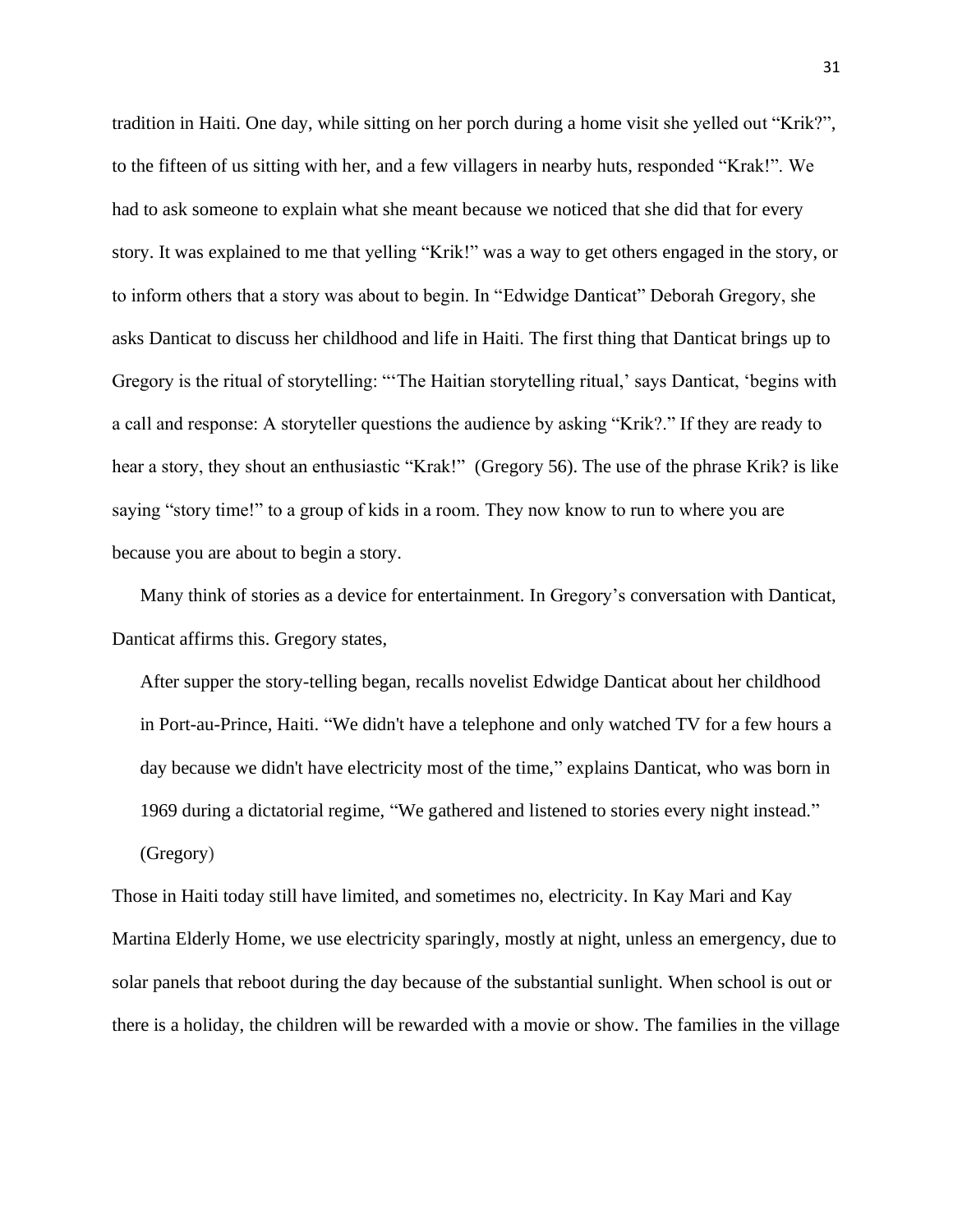tradition in Haiti. One day, while sitting on her porch during a home visit she yelled out "Krik?", to the fifteen of us sitting with her, and a few villagers in nearby huts, responded "Krak!". We had to ask someone to explain what she meant because we noticed that she did that for every story. It was explained to me that yelling "Krik!" was a way to get others engaged in the story, or to inform others that a story was about to begin. In "Edwidge Danticat" Deborah Gregory, she asks Danticat to discuss her childhood and life in Haiti. The first thing that Danticat brings up to Gregory is the ritual of storytelling: "'The Haitian storytelling ritual,' says Danticat, 'begins with a call and response: A storyteller questions the audience by asking "Krik?." If they are ready to hear a story, they shout an enthusiastic "Krak!" (Gregory 56). The use of the phrase Krik? is like saying "story time!" to a group of kids in a room. They now know to run to where you are because you are about to begin a story.

Many think of stories as a device for entertainment. In Gregory's conversation with Danticat, Danticat affirms this. Gregory states,

> After supper the story-telling began, recalls novelist Edwidge Danticat about her childhood in Port-au-Prince, Haiti. "We didn't have a telephone and only watched TV for a few hours a day because we didn't have electricity most of the time," explains Danticat, who was born in 1969 during a dictatorial regime, "We gathered and listened to stories every night instead." (Gregory)

Those in Haiti today still have limited, and sometimes no, electricity. In Kay Mari and Kay Martina Elderly Home, we use electricity sparingly, mostly at night, unless an emergency, due to solar panels that reboot during the day because of the substantial sunlight. When school is out or there is a holiday, the children will be rewarded with a movie or show. The families in the village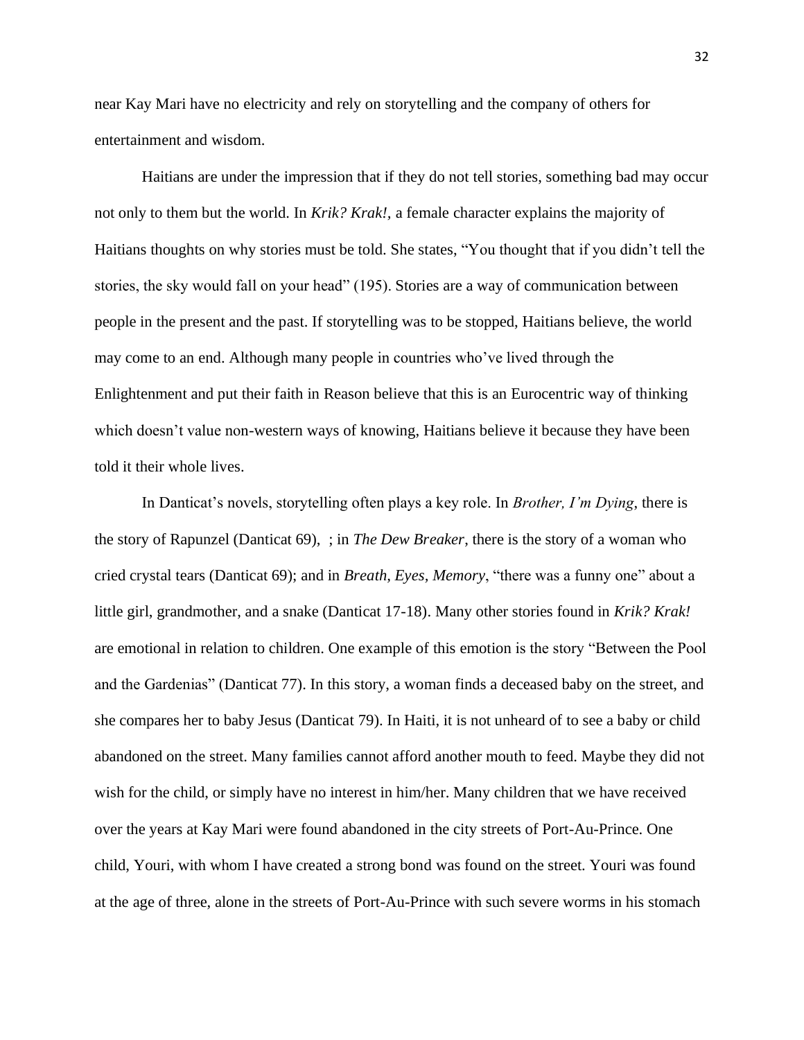near Kay Mari have no electricity and rely on storytelling and the company of others for entertainment and wisdom.

Haitians are under the impression that if they do not tell stories, something bad may occur not only to them but the world. In *Krik? Krak!*, a female character explains the majority of Haitians thoughts on why stories must be told. She states, "You thought that if you didn't tell the stories, the sky would fall on your head" (195). Stories are a way of communication between people in the present and the past. If storytelling was to be stopped, Haitians believe, the world may come to an end. Although many people in countries who've lived through the Enlightenment and put their faith in Reason believe that this is an Eurocentric way of thinking which doesn't value non-western ways of knowing, Haitians believe it because they have been told it their whole lives.

In Danticat's novels, storytelling often plays a key role. In *Brother, I'm Dying*, there is the story of Rapunzel (Danticat 69), ; in *The Dew Breaker*, there is the story of a woman who cried crystal tears (Danticat 69); and in *Breath, Eyes, Memory*, "there was a funny one" about a little girl, grandmother, and a snake (Danticat 17-18). Many other stories found in *Krik? Krak!* are emotional in relation to children. One example of this emotion is the story "Between the Pool and the Gardenias" (Danticat 77). In this story, a woman finds a deceased baby on the street, and she compares her to baby Jesus (Danticat 79). In Haiti, it is not unheard of to see a baby or child abandoned on the street. Many families cannot afford another mouth to feed. Maybe they did not wish for the child, or simply have no interest in him/her. Many children that we have received over the years at Kay Mari were found abandoned in the city streets of Port-Au-Prince. One child, Youri, with whom I have created a strong bond was found on the street. Youri was found at the age of three, alone in the streets of Port-Au-Prince with such severe worms in his stomach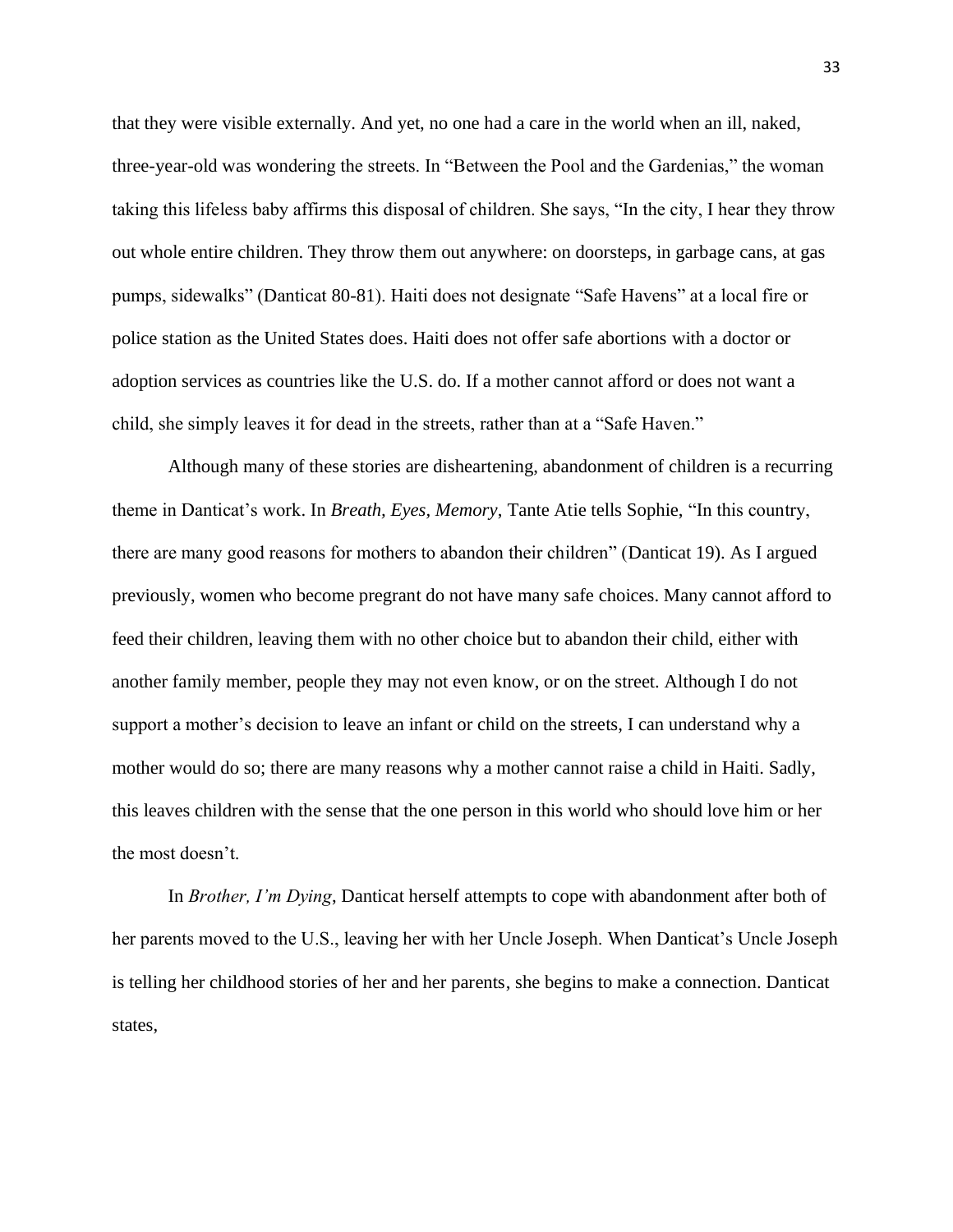that they were visible externally. And yet, no one had a care in the world when an ill, naked, three-year-old was wondering the streets. In "Between the Pool and the Gardenias," the woman taking this lifeless baby affirms this disposal of children. She says, "In the city, I hear they throw out whole entire children. They throw them out anywhere: on doorsteps, in garbage cans, at gas pumps, sidewalks" (Danticat 80-81). Haiti does not designate "Safe Havens" at a local fire or police station as the United States does. Haiti does not offer safe abortions with a doctor or adoption services as countries like the U.S. do. If a mother cannot afford or does not want a child, she simply leaves it for dead in the streets, rather than at a "Safe Haven."

Although many of these stories are disheartening, abandonment of children is a recurring theme in Danticat's work. In *Breath, Eyes, Memory*, Tante Atie tells Sophie, "In this country, there are many good reasons for mothers to abandon their children" (Danticat 19). As I argued previously, women who become pregnant do not have many safe choices. Many cannot afford to feed their children, leaving them with no other choice but to abandon their child, either with another family member, people they may not even know, or on the street. Although I do not support a mother's decision to leave an infant or child on the streets, I can understand why a mother would do so; there are many reasons why a mother cannot raise a child in Haiti. Sadly, this leaves children with the sense that the one person in this world who should love him or her the most doesn't.

In *Brother, I'm Dying*, Danticat herself attempts to cope with abandonment after both of her parents moved to the U.S., leaving her with her Uncle Joseph. When Danticat's Uncle Joseph is telling her childhood stories of her and her parents, she begins to make a connection. Danticat states,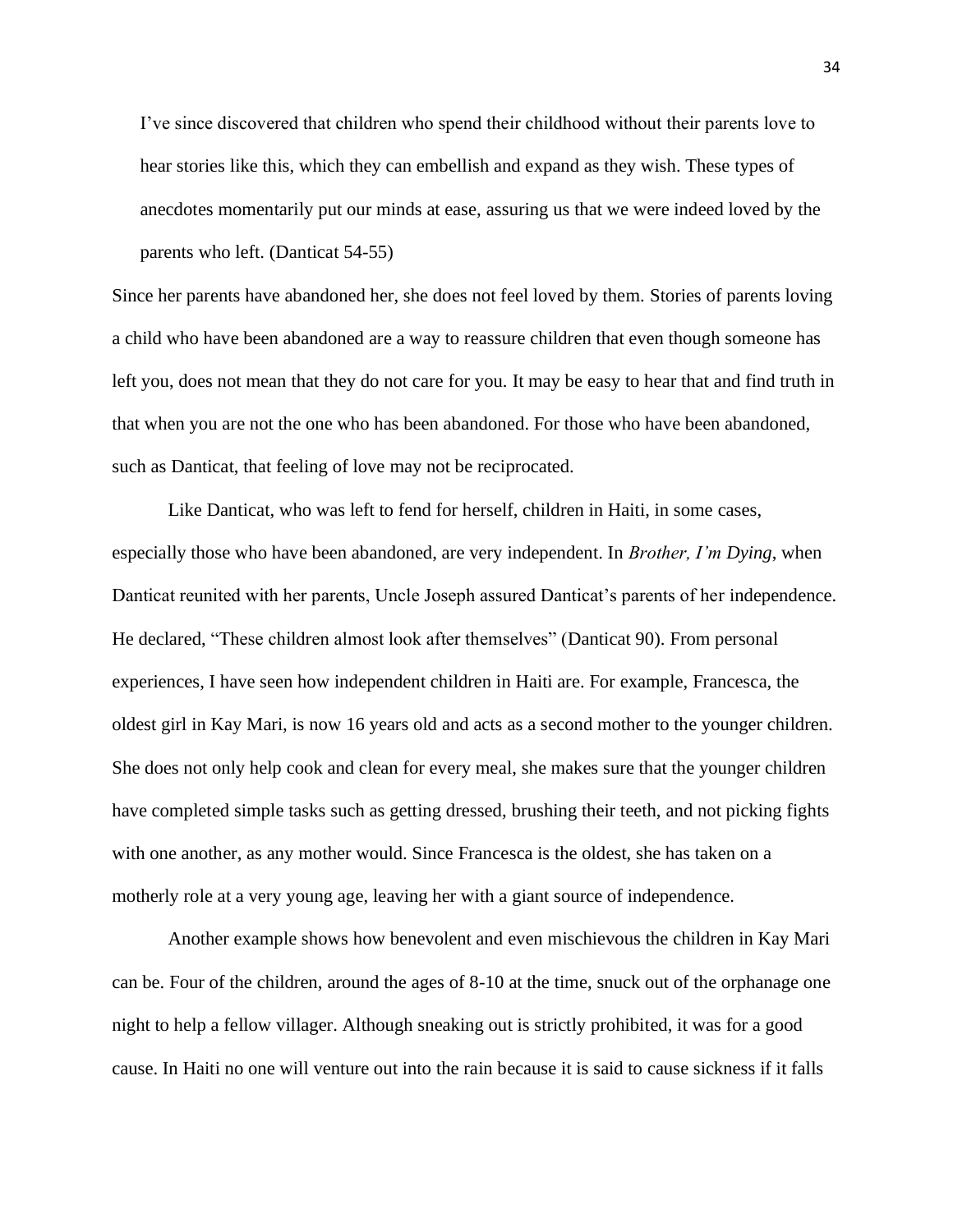> I've since discovered that children who spend their childhood without their parents love to hear stories like this, which they can embellish and expand as they wish. These types of anecdotes momentarily put our minds at ease, assuring us that we were indeed loved by the parents who left. (Danticat 54-55)

Since her parents have abandoned her, she does not feel loved by them. Stories of parents loving a child who have been abandoned are a way to reassure children that even though someone has left you, does not mean that they do not care for you. It may be easy to hear that and find truth in that when you are not the one who has been abandoned. For those who have been abandoned, such as Danticat, that feeling of love may not be reciprocated.

Like Danticat, who was left to fend for herself, children in Haiti, in some cases, especially those who have been abandoned, are very independent. In *Brother, I'm Dying*, when Danticat reunited with her parents, Uncle Joseph assured Danticat's parents of her independence. He declared, "These children almost look after themselves" (Danticat 90). From personal experiences, I have seen how independent children in Haiti are. For example, Francesca, the oldest girl in Kay Mari, is now 16 years old and acts as a second mother to the younger children. She does not only help cook and clean for every meal, she makes sure that the younger children have completed simple tasks such as getting dressed, brushing their teeth, and not picking fights with one another, as any mother would. Since Francesca is the oldest, she has taken on a motherly role at a very young age, leaving her with a giant source of independence.

Another example shows how benevolent and even mischievous the children in Kay Mari can be. Four of the children, around the ages of 8-10 at the time, snuck out of the orphanage one night to help a fellow villager. Although sneaking out is strictly prohibited, it was for a good cause. In Haiti no one will venture out into the rain because it is said to cause sickness if it falls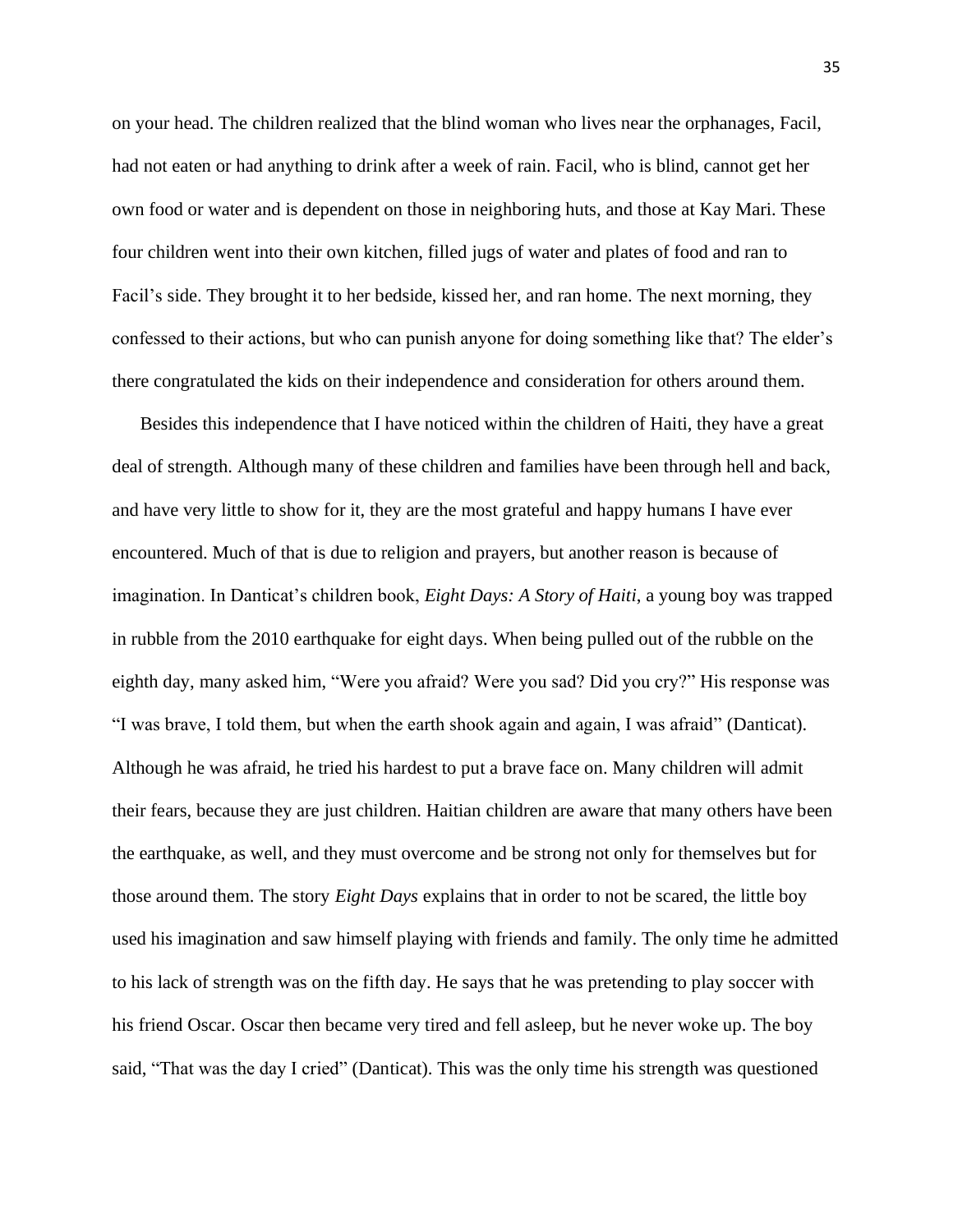on your head. The children realized that the blind woman who lives near the orphanages, Facil, had not eaten or had anything to drink after a week of rain. Facil, who is blind, cannot get her own food or water and is dependent on those in neighboring huts, and those at Kay Mari. These four children went into their own kitchen, filled jugs of water and plates of food and ran to Facil's side. They brought it to her bedside, kissed her, and ran home. The next morning, they confessed to their actions, but who can punish anyone for doing something like that? The elder's there congratulated the kids on their independence and consideration for others around them.

Besides this independence that I have noticed within the children of Haiti, they have a great deal of strength. Although many of these children and families have been through hell and back, and have very little to show for it, they are the most grateful and happy humans I have ever encountered. Much of that is due to religion and prayers, but another reason is because of imagination. In Danticat's children book, *Eight Days: A Story of Haiti*, a young boy was trapped in rubble from the 2010 earthquake for eight days. When being pulled out of the rubble on the eighth day, many asked him, "Were you afraid? Were you sad? Did you cry?" His response was "I was brave, I told them, but when the earth shook again and again, I was afraid" (Danticat). Although he was afraid, he tried his hardest to put a brave face on. Many children will admit their fears, because they are just children. Haitian children are aware that many others have been the earthquake, as well, and they must overcome and be strong not only for themselves but for those around them. The story *Eight Days* explains that in order to not be scared, the little boy used his imagination and saw himself playing with friends and family. The only time he admitted to his lack of strength was on the fifth day. He says that he was pretending to play soccer with his friend Oscar. Oscar then became very tired and fell asleep, but he never woke up. The boy said, "That was the day I cried" (Danticat). This was the only time his strength was questioned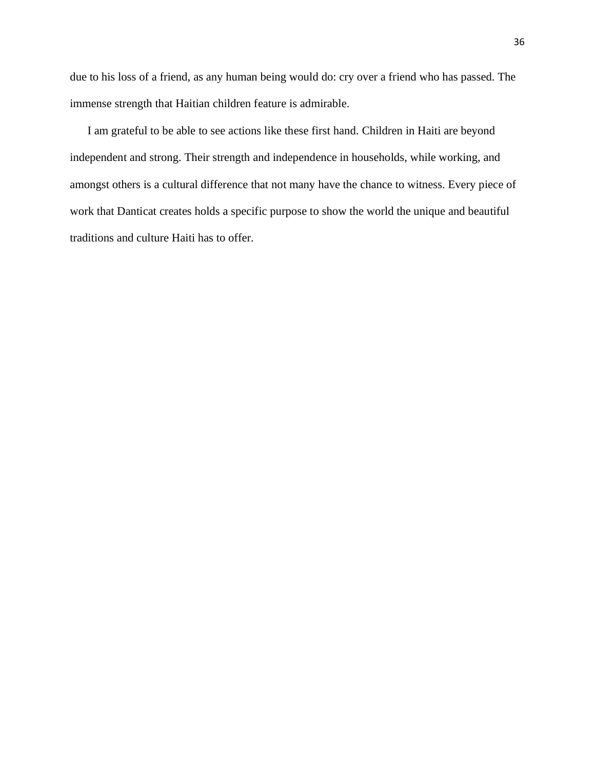due to his loss of a friend, as any human being would do: cry over a friend who has passed. The immense strength that Haitian children feature is admirable.

I am grateful to be able to see actions like these first hand. Children in Haiti are beyond independent and strong. Their strength and independence in households, while working, and amongst others is a cultural difference that not many have the chance to witness. Every piece of work that Danticat creates holds a specific purpose to show the world the unique and beautiful traditions and culture Haiti has to offer.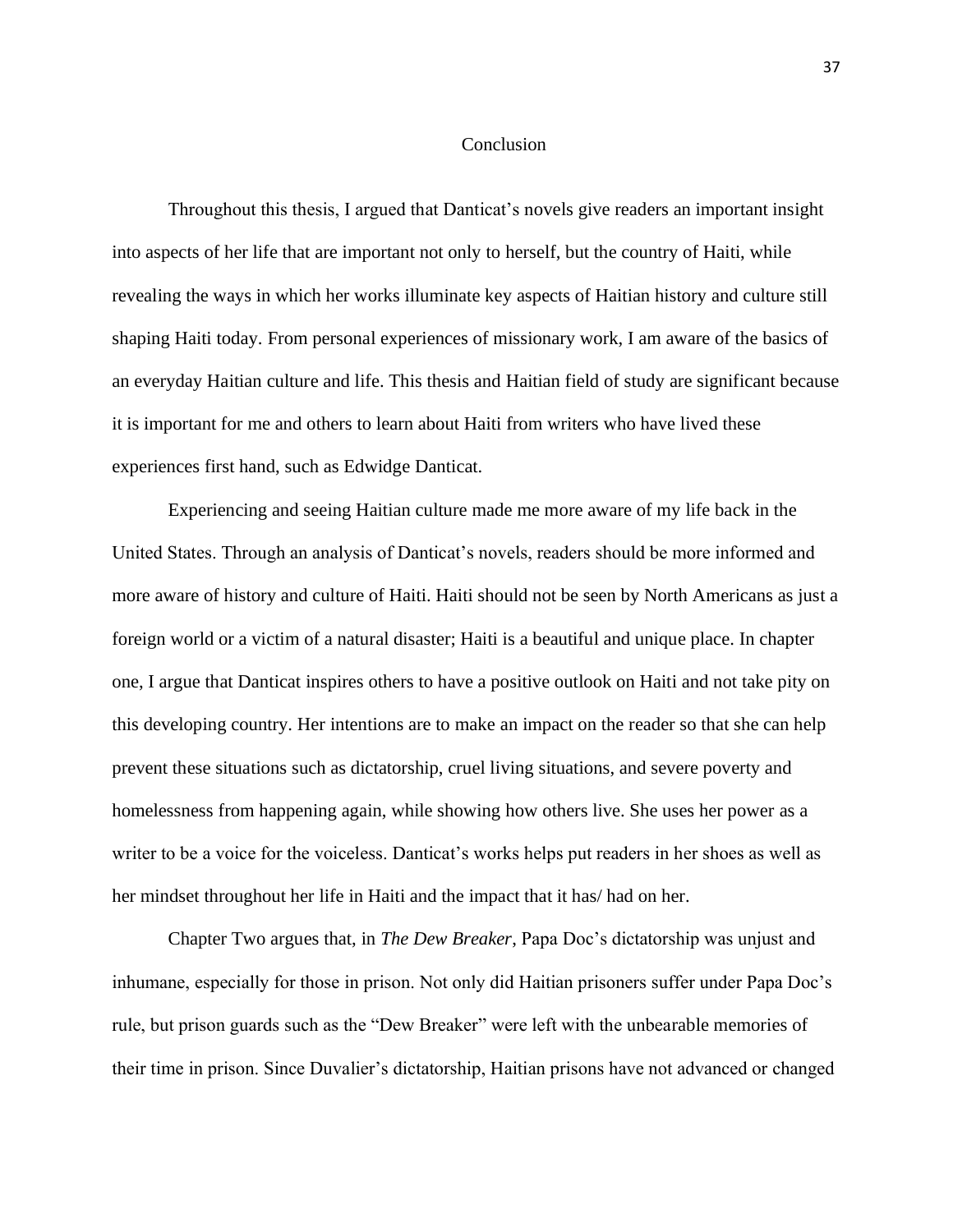# Conclusion

Throughout this thesis, I argued that Danticat's novels give readers an important insight into aspects of her life that are important not only to herself, but the country of Haiti, while revealing the ways in which her works illuminate key aspects of Haitian history and culture still shaping Haiti today. From personal experiences of missionary work, I am aware of the basics of an everyday Haitian culture and life. This thesis and Haitian field of study are significant because it is important for me and others to learn about Haiti from writers who have lived these experiences first hand, such as Edwidge Danticat.

Experiencing and seeing Haitian culture made me more aware of my life back in the United States. Through an analysis of Danticat's novels, readers should be more informed and more aware of history and culture of Haiti. Haiti should not be seen by North Americans as just a foreign world or a victim of a natural disaster; Haiti is a beautiful and unique place. In chapter one, I argue that Danticat inspires others to have a positive outlook on Haiti and not take pity on this developing country. Her intentions are to make an impact on the reader so that she can help prevent these situations such as dictatorship, cruel living situations, and severe poverty and homelessness from happening again, while showing how others live. She uses her power as a writer to be a voice for the voiceless. Danticat's works helps put readers in her shoes as well as her mindset throughout her life in Haiti and the impact that it has/ had on her.

Chapter Two argues that, in *The Dew Breaker*, Papa Doc's dictatorship was unjust and inhumane, especially for those in prison. Not only did Haitian prisoners suffer under Papa Doc's rule, but prison guards such as the "Dew Breaker" were left with the unbearable memories of their time in prison. Since Duvalier's dictatorship, Haitian prisons have not advanced or changed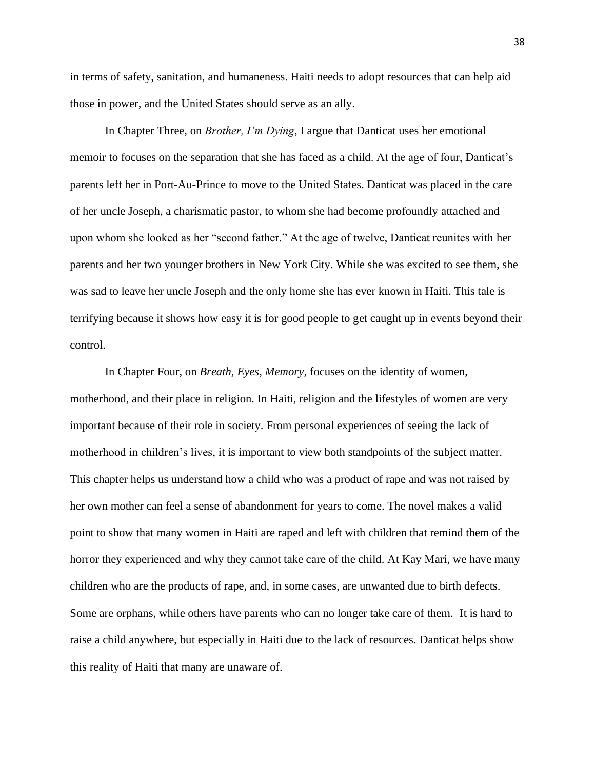in terms of safety, sanitation, and humaneness. Haiti needs to adopt resources that can help aid those in power, and the United States should serve as an ally.

In Chapter Three, on *Brother, I'm Dying*, I argue that Danticat uses her emotional memoir to focuses on the separation that she has faced as a child. At the age of four, Danticat's parents left her in Port-Au-Prince to move to the United States. Danticat was placed in the care of her uncle Joseph, a charismatic pastor, to whom she had become profoundly attached and upon whom she looked as her "second father." At the age of twelve, Danticat reunites with her parents and her two younger brothers in New York City. While she was excited to see them, she was sad to leave her uncle Joseph and the only home she has ever known in Haiti. This tale is terrifying because it shows how easy it is for good people to get caught up in events beyond their control.

In Chapter Four, on *Breath, Eyes, Memory,* focuses on the identity of women, motherhood, and their place in religion. In Haiti, religion and the lifestyles of women are very important because of their role in society. From personal experiences of seeing the lack of motherhood in children's lives, it is important to view both standpoints of the subject matter. This chapter helps us understand how a child who was a product of rape and was not raised by her own mother can feel a sense of abandonment for years to come. The novel makes a valid point to show that many women in Haiti are raped and left with children that remind them of the horror they experienced and why they cannot take care of the child. At Kay Mari, we have many children who are the products of rape, and, in some cases, are unwanted due to birth defects. Some are orphans, while others have parents who can no longer take care of them. It is hard to raise a child anywhere, but especially in Haiti due to the lack of resources. Danticat helps show this reality of Haiti that many are unaware of.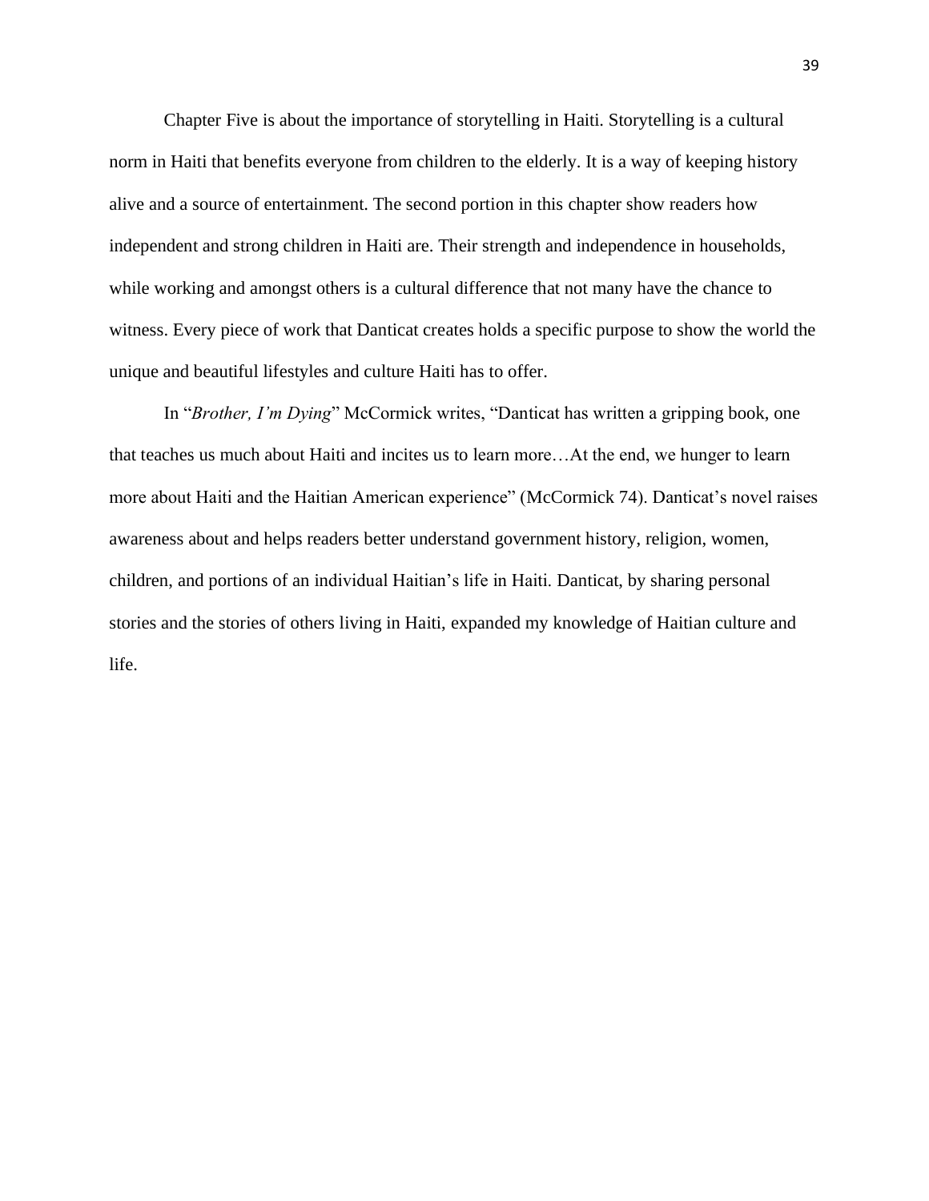Chapter Five is about the importance of storytelling in Haiti. Storytelling is a cultural norm in Haiti that benefits everyone from children to the elderly. It is a way of keeping history alive and a source of entertainment. The second portion in this chapter show readers how independent and strong children in Haiti are. Their strength and independence in households, while working and amongst others is a cultural difference that not many have the chance to witness. Every piece of work that Danticat creates holds a specific purpose to show the world the unique and beautiful lifestyles and culture Haiti has to offer.

In "*Brother, I'm Dying*" McCormick writes, "Danticat has written a gripping book, one that teaches us much about Haiti and incites us to learn more…At the end, we hunger to learn more about Haiti and the Haitian American experience" (McCormick 74). Danticat's novel raises awareness about and helps readers better understand government history, religion, women, children, and portions of an individual Haitian's life in Haiti. Danticat, by sharing personal stories and the stories of others living in Haiti, expanded my knowledge of Haitian culture and life.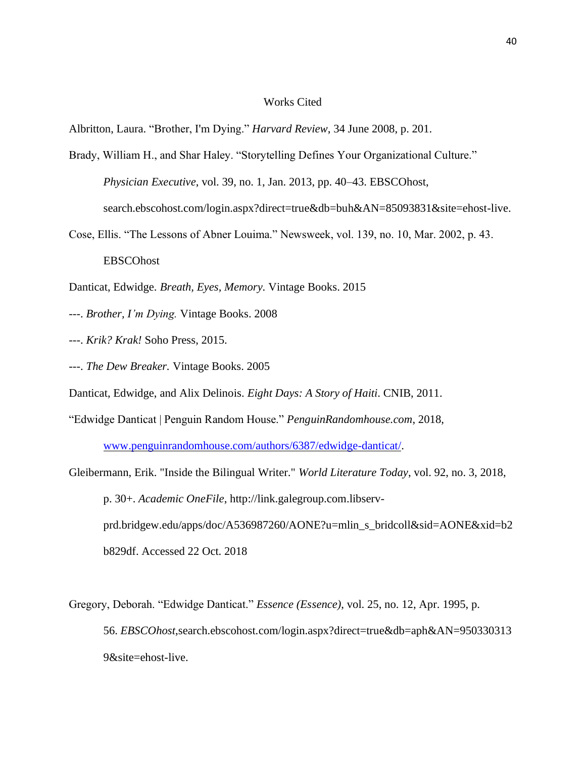# Works Cited

Albritton, Laura. "Brother, I'm Dying." *Harvard Review*, 34 June 2008, p. 201.

Brady, William H., and Shar Haley. "Storytelling Defines Your Organizational Culture." *Physician Executive*, vol. 39, no. 1, Jan. 2013, pp. 40–43. EBSCOhost, search.ebscohost.com/login.aspx?direct=true&db=buh&AN=85093831&site=ehost-live.

Cose, Ellis. "The Lessons of Abner Louima." Newsweek, vol. 139, no. 10, Mar. 2002, p. 43. EBSCOhost

Danticat, Edwidge. *Breath, Eyes, Memory.* Vintage Books. 2015

---. *Brother, I'm Dying.* Vintage Books. 2008

---. *Krik? Krak!* Soho Press, 2015.

---. *The Dew Breaker.* Vintage Books. 2005

Danticat, Edwidge, and Alix Delinois. *Eight Days: A Story of Haiti*. CNIB, 2011.

"Edwidge Danticat | Penguin Random House." *PenguinRandomhouse.com*, 2018, www.penguinrandomhouse.com/authors/6387/edwidge-danticat/.

Gleibermann, Erik. "Inside the Bilingual Writer." *World Literature Today*, vol. 92, no. 3, 2018, p. 30+. *Academic OneFile*, http://link.galegroup.com.libserv-prd.bridgew.edu/apps/doc/A536987260/AONE?u=mlin_s_bridcoll&sid=AONE&xid=b2b829df. Accessed 22 Oct. 2018

Gregory, Deborah. "Edwidge Danticat." *Essence (Essence)*, vol. 25, no. 12, Apr. 1995, p. 56. *EBSCOhost*,search.ebscohost.com/login.aspx?direct=true&db=aph&AN=9503303139&site=ehost-live.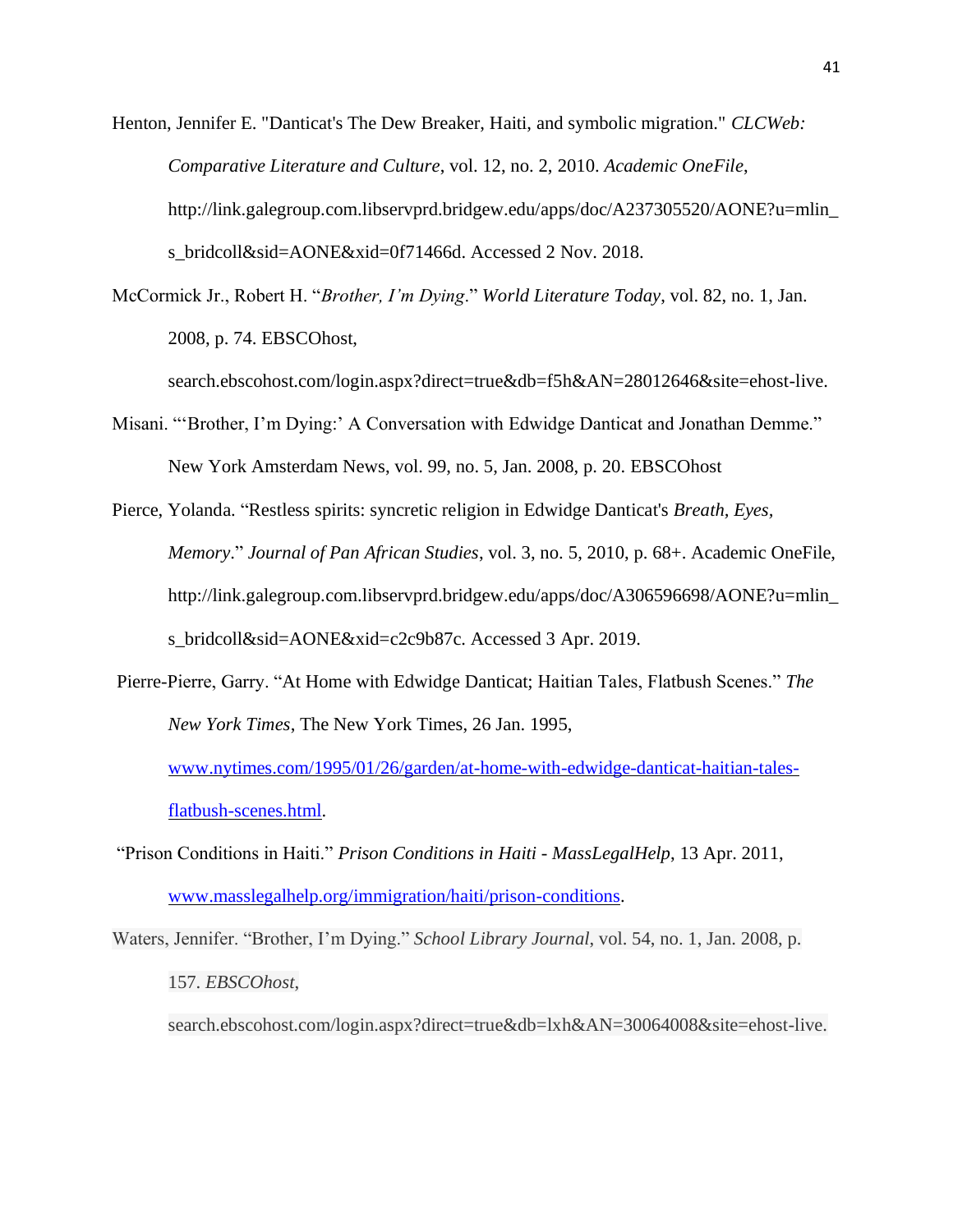Henton, Jennifer E. "Danticat's The Dew Breaker, Haiti, and symbolic migration." *CLCWeb: Comparative Literature and Culture*, vol. 12, no. 2, 2010. *Academic OneFile*, http://link.galegroup.com.libservprd.bridgew.edu/apps/doc/A237305520/AONE?u=mlin_s_bridcoll&sid=AONE&xid=0f71466d. Accessed 2 Nov. 2018.

McCormick Jr., Robert H. "*Brother, I'm Dying*." *World Literature Today*, vol. 82, no. 1, Jan. 2008, p. 74. EBSCOhost, search.ebscohost.com/login.aspx?direct=true&db=f5h&AN=28012646&site=ehost-live.

Misani. "'Brother, I'm Dying:' A Conversation with Edwidge Danticat and Jonathan Demme." New York Amsterdam News, vol. 99, no. 5, Jan. 2008, p. 20. EBSCOhost

Pierce, Yolanda. "Restless spirits: syncretic religion in Edwidge Danticat's *Breath, Eyes, Memory*." *Journal of Pan African Studies*, vol. 3, no. 5, 2010, p. 68+. Academic OneFile, http://link.galegroup.com.libservprd.bridgew.edu/apps/doc/A306596698/AONE?u=mlin_s_bridcoll&sid=AONE&xid=c2c9b87c. Accessed 3 Apr. 2019.

Pierre-Pierre, Garry. "At Home with Edwidge Danticat; Haitian Tales, Flatbush Scenes." *The New York Times*, The New York Times, 26 Jan. 1995, [www.nytimes.com/1995/01/26/garden/at-home-with-edwidge-danticat-haitian-tales-flatbush-scenes.html](www.nytimes.com/1995/01/26/garden/at-home-with-edwidge-danticat-haitian-tales-flatbush-scenes.html).

"Prison Conditions in Haiti." *Prison Conditions in Haiti - MassLegalHelp*, 13 Apr. 2011, [www.masslegalhelp.org/immigration/haiti/prison-conditions](www.masslegalhelp.org/immigration/haiti/prison-conditions).

Waters, Jennifer. "Brother, I'm Dying." *School Library Journal*, vol. 54, no. 1, Jan. 2008, p. 157. *EBSCOhost*, search.ebscohost.com/login.aspx?direct=true&db=lxh&AN=30064008&site=ehost-live.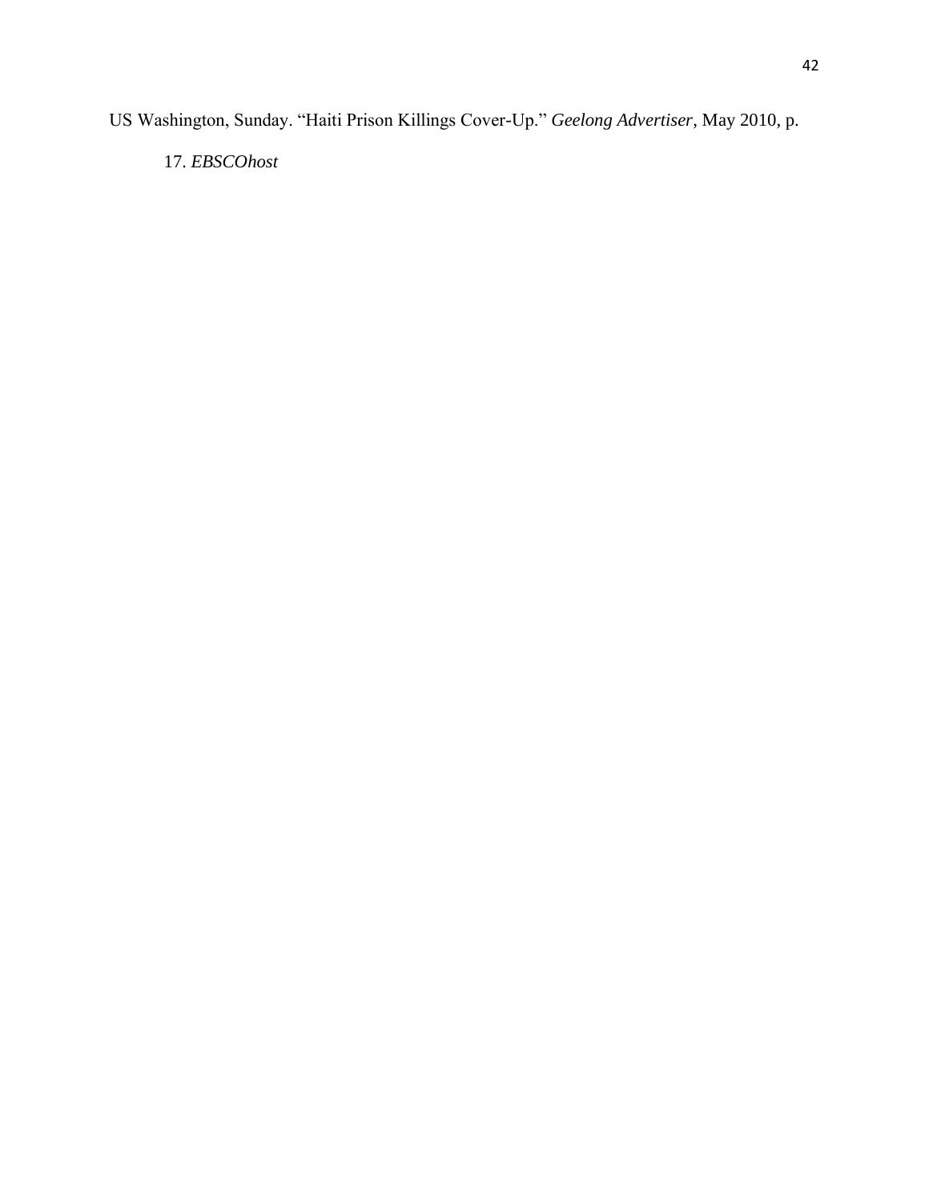US Washington, Sunday. “Haiti Prison Killings Cover-Up.” *Geelong Advertiser*, May 2010, p. 17. *EBSCOhost*